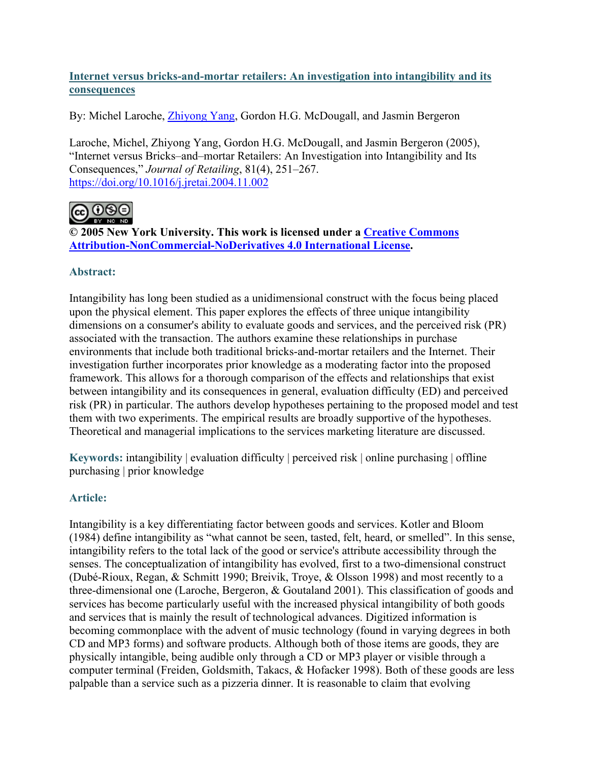**Internet versus bricks-and-mortar retailers: An investigation into intangibility and its consequences**

By: Michel Laroche, Zhiyong Yang, Gordon H.G. McDougall, and Jasmin Bergeron

Laroche, Michel, Zhiyong Yang, Gordon H.G. McDougall, and Jasmin Bergeron (2005), "Internet versus Bricks–and–mortar Retailers: An Investigation into Intangibility and Its Consequences," *Journal of Retailing*, 81(4), 251–267. https://doi.org/10.1016/j.jretai.2004.11.002

**© 2005 New York University. This work is licensed under a Creative Commons Attribution-NonCommercial-NoDerivatives 4.0 International License.**

**Abstract:**

Intangibility has long been studied as a unidimensional construct with the focus being placed upon the physical element. This paper explores the effects of three unique intangibility dimensions on a consumer's ability to evaluate goods and services, and the perceived risk (PR) associated with the transaction. The authors examine these relationships in purchase environments that include both traditional bricks-and-mortar retailers and the Internet. Their investigation further incorporates prior knowledge as a moderating factor into the proposed framework. This allows for a thorough comparison of the effects and relationships that exist between intangibility and its consequences in general, evaluation difficulty (ED) and perceived risk (PR) in particular. The authors develop hypotheses pertaining to the proposed model and test them with two experiments. The empirical results are broadly supportive of the hypotheses. Theoretical and managerial implications to the services marketing literature are discussed.

**Keywords:** intangibility | evaluation difficulty | perceived risk | online purchasing | offline purchasing | prior knowledge

**Article:**

Intangibility is a key differentiating factor between goods and services. Kotler and Bloom (1984) define intangibility as "what cannot be seen, tasted, felt, heard, or smelled". In this sense, intangibility refers to the total lack of the good or service's attribute accessibility through the senses. The conceptualization of intangibility has evolved, first to a two-dimensional construct (Dubé-Rioux, Regan, & Schmitt 1990; Breivik, Troye, & Olsson 1998) and most recently to a three-dimensional one (Laroche, Bergeron, & Goutaland 2001). This classification of goods and services has become particularly useful with the increased physical intangibility of both goods and services that is mainly the result of technological advances. Digitized information is becoming commonplace with the advent of music technology (found in varying degrees in both CD and MP3 forms) and software products. Although both of those items are goods, they are physically intangible, being audible only through a CD or MP3 player or visible through a computer terminal (Freiden, Goldsmith, Takacs, & Hofacker 1998). Both of these goods are less palpable than a service such as a pizzeria dinner. It is reasonable to claim that evolving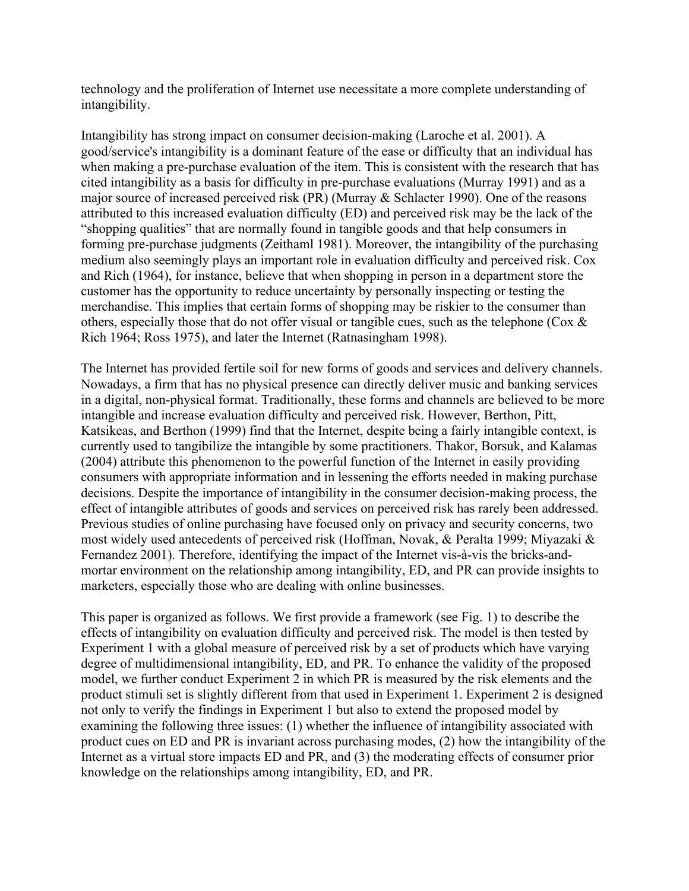technology and the proliferation of Internet use necessitate a more complete understanding of intangibility.

Intangibility has strong impact on consumer decision-making (Laroche et al. 2001). A good/service's intangibility is a dominant feature of the ease or difficulty that an individual has when making a pre-purchase evaluation of the item. This is consistent with the research that has cited intangibility as a basis for difficulty in pre-purchase evaluations (Murray 1991) and as a major source of increased perceived risk (PR) (Murray & Schlacter 1990). One of the reasons attributed to this increased evaluation difficulty (ED) and perceived risk may be the lack of the "shopping qualities" that are normally found in tangible goods and that help consumers in forming pre-purchase judgments (Zeithaml 1981). Moreover, the intangibility of the purchasing medium also seemingly plays an important role in evaluation difficulty and perceived risk. Cox and Rich (1964), for instance, believe that when shopping in person in a department store the customer has the opportunity to reduce uncertainty by personally inspecting or testing the merchandise. This implies that certain forms of shopping may be riskier to the consumer than others, especially those that do not offer visual or tangible cues, such as the telephone (Cox & Rich 1964; Ross 1975), and later the Internet (Ratnasingham 1998).

The Internet has provided fertile soil for new forms of goods and services and delivery channels. Nowadays, a firm that has no physical presence can directly deliver music and banking services in a digital, non-physical format. Traditionally, these forms and channels are believed to be more intangible and increase evaluation difficulty and perceived risk. However, Berthon, Pitt, Katsikeas, and Berthon (1999) find that the Internet, despite being a fairly intangible context, is currently used to tangibilize the intangible by some practitioners. Thakor, Borsuk, and Kalamas (2004) attribute this phenomenon to the powerful function of the Internet in easily providing consumers with appropriate information and in lessening the efforts needed in making purchase decisions. Despite the importance of intangibility in the consumer decision-making process, the effect of intangible attributes of goods and services on perceived risk has rarely been addressed. Previous studies of online purchasing have focused only on privacy and security concerns, two most widely used antecedents of perceived risk (Hoffman, Novak, & Peralta 1999; Miyazaki & Fernandez 2001). Therefore, identifying the impact of the Internet vis-à-vis the bricks-and-mortar environment on the relationship among intangibility, ED, and PR can provide insights to marketers, especially those who are dealing with online businesses.

This paper is organized as follows. We first provide a framework (see Fig. 1) to describe the effects of intangibility on evaluation difficulty and perceived risk. The model is then tested by Experiment 1 with a global measure of perceived risk by a set of products which have varying degree of multidimensional intangibility, ED, and PR. To enhance the validity of the proposed model, we further conduct Experiment 2 in which PR is measured by the risk elements and the product stimuli set is slightly different from that used in Experiment 1. Experiment 2 is designed not only to verify the findings in Experiment 1 but also to extend the proposed model by examining the following three issues: (1) whether the influence of intangibility associated with product cues on ED and PR is invariant across purchasing modes, (2) how the intangibility of the Internet as a virtual store impacts ED and PR, and (3) the moderating effects of consumer prior knowledge on the relationships among intangibility, ED, and PR.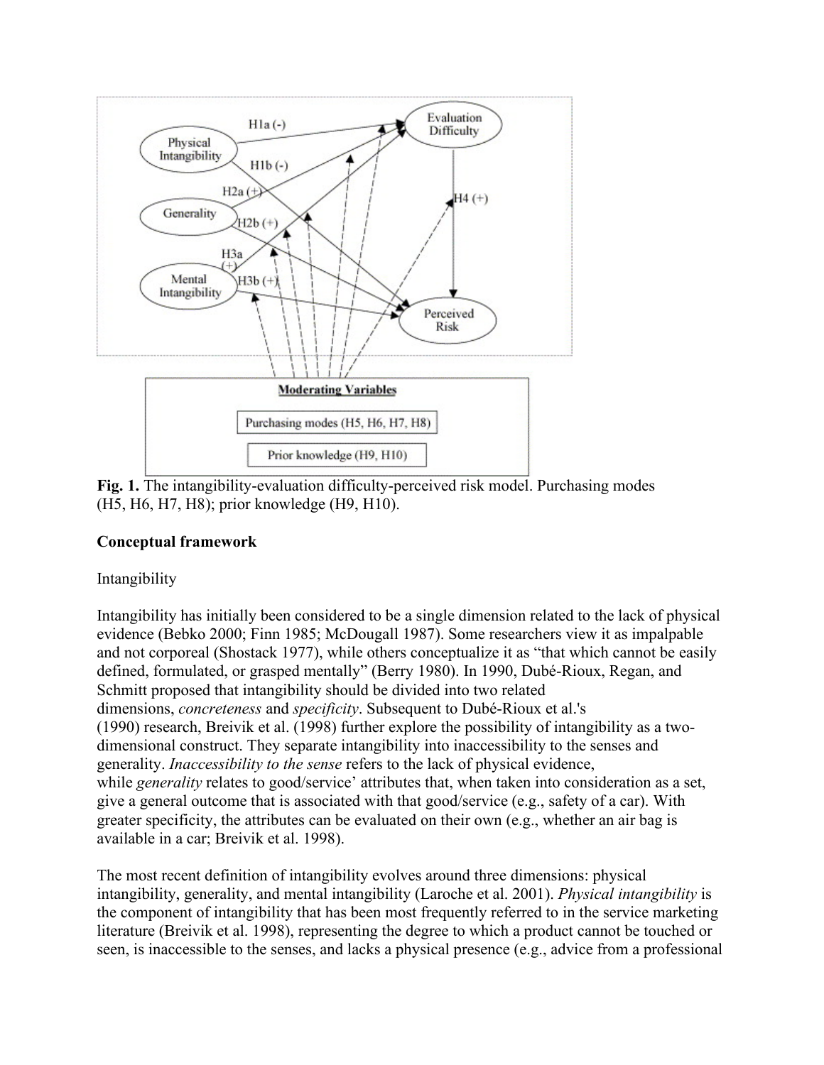Fig. 1. The intangibility-evaluation difficulty-perceived risk model. Purchasing modes (H5, H6, H7, H8); prior knowledge (H9, H10).

**Conceptual framework**

Intangibility

Intangibility has initially been considered to be a single dimension related to the lack of physical evidence (Bebko 2000; Finn 1985; McDougall 1987). Some researchers view it as impalpable and not corporeal (Shostack 1977), while others conceptualize it as "that which cannot be easily defined, formulated, or grasped mentally" (Berry 1980). In 1990, Dubé-Rioux, Regan, and Schmitt proposed that intangibility should be divided into two related dimensions, *concreteness* and *specificity*. Subsequent to Dubé-Rioux et al.'s (1990) research, Breivik et al. (1998) further explore the possibility of intangibility as a two-dimensional construct. They separate intangibility into inaccessibility to the senses and generality. *Inaccessibility to the sense* refers to the lack of physical evidence, while *generality* relates to good/service' attributes that, when taken into consideration as a set, give a general outcome that is associated with that good/service (e.g., safety of a car). With greater specificity, the attributes can be evaluated on their own (e.g., whether an air bag is available in a car; Breivik et al. 1998).

The most recent definition of intangibility evolves around three dimensions: physical intangibility, generality, and mental intangibility (Laroche et al. 2001). *Physical intangibility* is the component of intangibility that has been most frequently referred to in the service marketing literature (Breivik et al. 1998), representing the degree to which a product cannot be touched or seen, is inaccessible to the senses, and lacks a physical presence (e.g., advice from a professional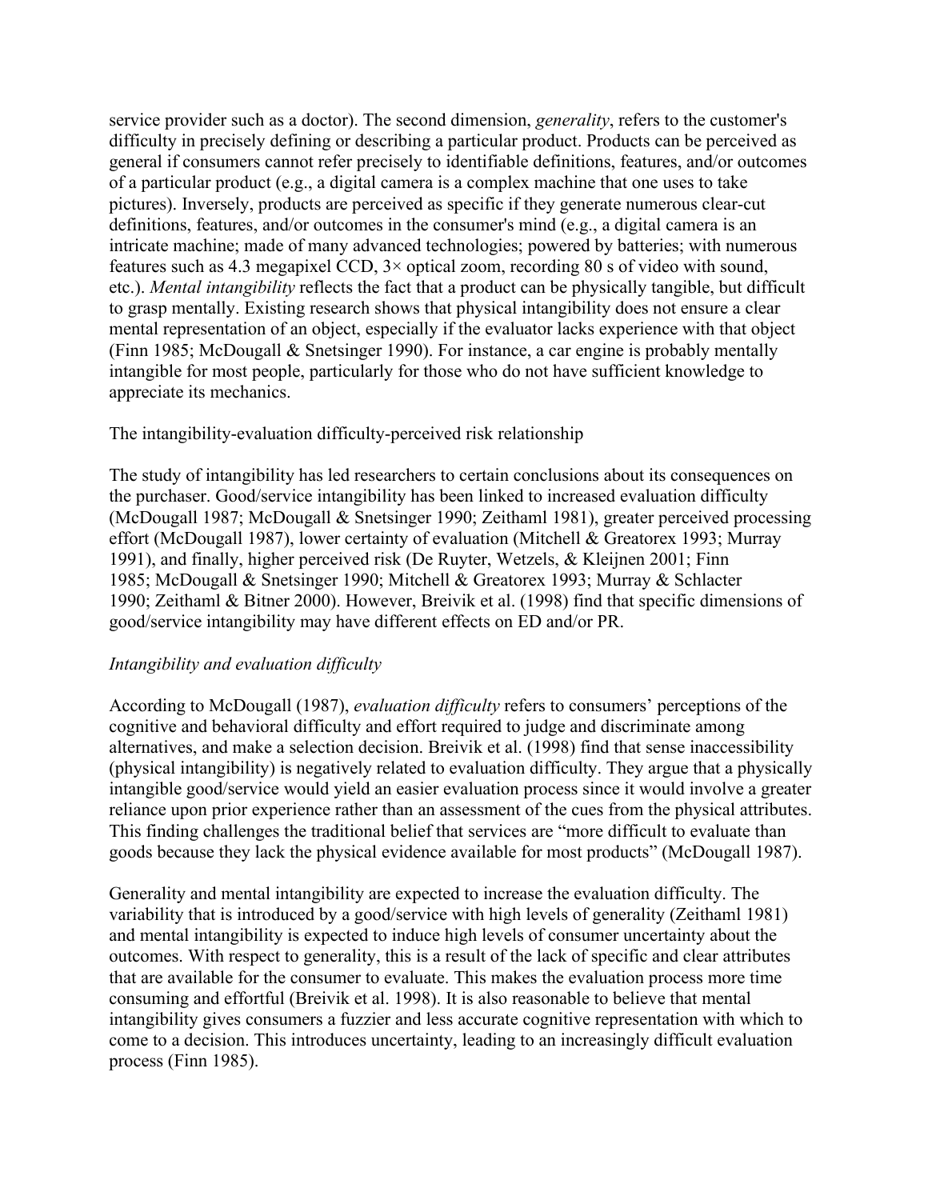service provider such as a doctor). The second dimension, *generality*, refers to the customer's difficulty in precisely defining or describing a particular product. Products can be perceived as general if consumers cannot refer precisely to identifiable definitions, features, and/or outcomes of a particular product (e.g., a digital camera is a complex machine that one uses to take pictures). Inversely, products are perceived as specific if they generate numerous clear-cut definitions, features, and/or outcomes in the consumer's mind (e.g., a digital camera is an intricate machine; made of many advanced technologies; powered by batteries; with numerous features such as 4.3 megapixel CCD, 3× optical zoom, recording 80 s of video with sound, etc.). *Mental intangibility* reflects the fact that a product can be physically tangible, but difficult to grasp mentally. Existing research shows that physical intangibility does not ensure a clear mental representation of an object, especially if the evaluator lacks experience with that object (Finn 1985; McDougall & Snetsinger 1990). For instance, a car engine is probably mentally intangible for most people, particularly for those who do not have sufficient knowledge to appreciate its mechanics.

## The intangibility-evaluation difficulty-perceived risk relationship

The study of intangibility has led researchers to certain conclusions about its consequences on the purchaser. Good/service intangibility has been linked to increased evaluation difficulty (McDougall 1987; McDougall & Snetsinger 1990; Zeithaml 1981), greater perceived processing effort (McDougall 1987), lower certainty of evaluation (Mitchell & Greatorex 1993; Murray 1991), and finally, higher perceived risk (De Ruyter, Wetzels, & Kleijnen 2001; Finn 1985; McDougall & Snetsinger 1990; Mitchell & Greatorex 1993; Murray & Schlacter 1990; Zeithaml & Bitner 2000). However, Breivik et al. (1998) find that specific dimensions of good/service intangibility may have different effects on ED and/or PR.

### *Intangibility and evaluation difficulty*

According to McDougall (1987), *evaluation difficulty* refers to consumers' perceptions of the cognitive and behavioral difficulty and effort required to judge and discriminate among alternatives, and make a selection decision. Breivik et al. (1998) find that sense inaccessibility (physical intangibility) is negatively related to evaluation difficulty. They argue that a physically intangible good/service would yield an easier evaluation process since it would involve a greater reliance upon prior experience rather than an assessment of the cues from the physical attributes. This finding challenges the traditional belief that services are "more difficult to evaluate than goods because they lack the physical evidence available for most products" (McDougall 1987).

Generality and mental intangibility are expected to increase the evaluation difficulty. The variability that is introduced by a good/service with high levels of generality (Zeithaml 1981) and mental intangibility is expected to induce high levels of consumer uncertainty about the outcomes. With respect to generality, this is a result of the lack of specific and clear attributes that are available for the consumer to evaluate. This makes the evaluation process more time consuming and effortful (Breivik et al. 1998). It is also reasonable to believe that mental intangibility gives consumers a fuzzier and less accurate cognitive representation with which to come to a decision. This introduces uncertainty, leading to an increasingly difficult evaluation process (Finn 1985).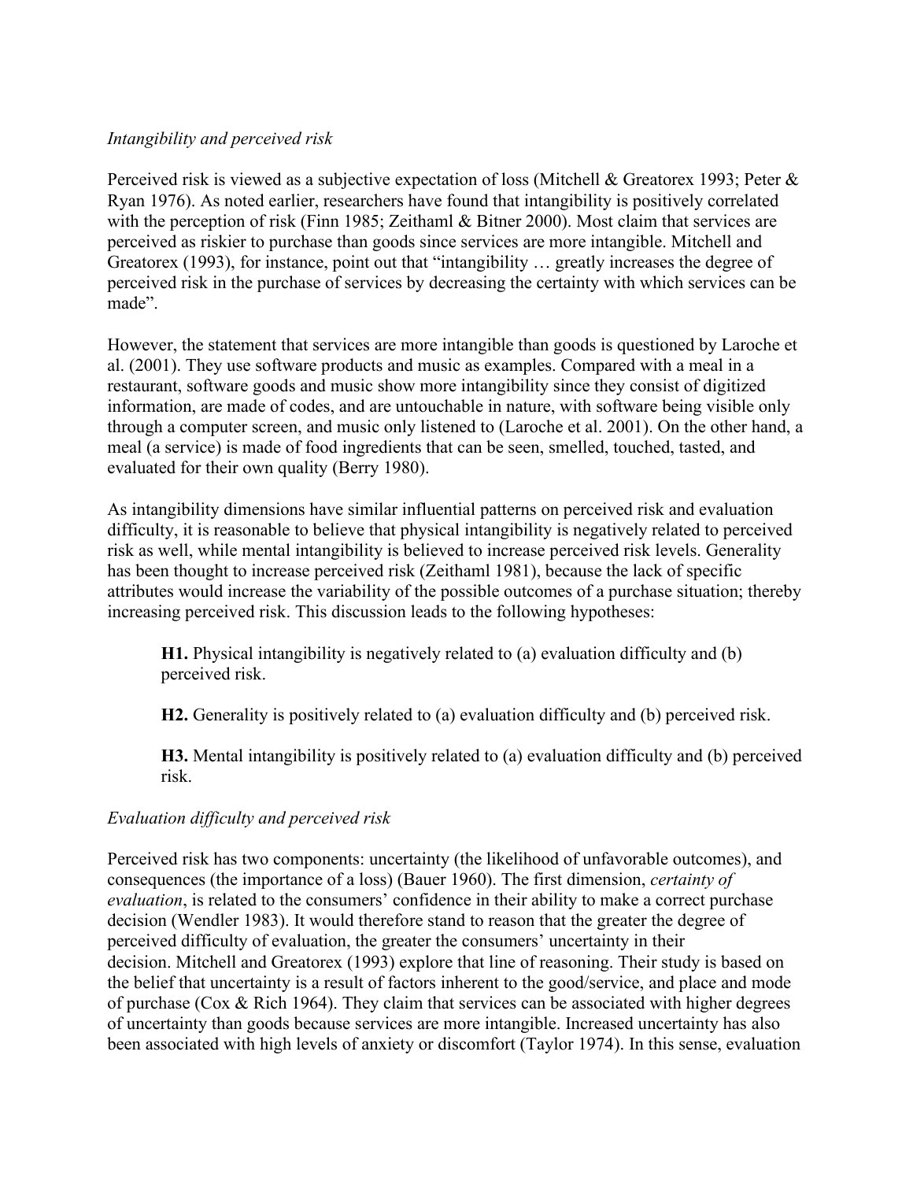*Intangibility and perceived risk*

Perceived risk is viewed as a subjective expectation of loss (Mitchell & Greatorex 1993; Peter & Ryan 1976). As noted earlier, researchers have found that intangibility is positively correlated with the perception of risk (Finn 1985; Zeithaml & Bitner 2000). Most claim that services are perceived as riskier to purchase than goods since services are more intangible. Mitchell and Greatorex (1993), for instance, point out that "intangibility … greatly increases the degree of perceived risk in the purchase of services by decreasing the certainty with which services can be made".

However, the statement that services are more intangible than goods is questioned by Laroche et al. (2001). They use software products and music as examples. Compared with a meal in a restaurant, software goods and music show more intangibility since they consist of digitized information, are made of codes, and are untouchable in nature, with software being visible only through a computer screen, and music only listened to (Laroche et al. 2001). On the other hand, a meal (a service) is made of food ingredients that can be seen, smelled, touched, tasted, and evaluated for their own quality (Berry 1980).

As intangibility dimensions have similar influential patterns on perceived risk and evaluation difficulty, it is reasonable to believe that physical intangibility is negatively related to perceived risk as well, while mental intangibility is believed to increase perceived risk levels. Generality has been thought to increase perceived risk (Zeithaml 1981), because the lack of specific attributes would increase the variability of the possible outcomes of a purchase situation; thereby increasing perceived risk. This discussion leads to the following hypotheses:

> **H1.** Physical intangibility is negatively related to (a) evaluation difficulty and (b) perceived risk.
>
> **H2.** Generality is positively related to (a) evaluation difficulty and (b) perceived risk.
>
> **H3.** Mental intangibility is positively related to (a) evaluation difficulty and (b) perceived risk.

*Evaluation difficulty and perceived risk*

Perceived risk has two components: uncertainty (the likelihood of unfavorable outcomes), and consequences (the importance of a loss) (Bauer 1960). The first dimension, *certainty of evaluation*, is related to the consumers' confidence in their ability to make a correct purchase decision (Wendler 1983). It would therefore stand to reason that the greater the degree of perceived difficulty of evaluation, the greater the consumers' uncertainty in their decision. Mitchell and Greatorex (1993) explore that line of reasoning. Their study is based on the belief that uncertainty is a result of factors inherent to the good/service, and place and mode of purchase (Cox & Rich 1964). They claim that services can be associated with higher degrees of uncertainty than goods because services are more intangible. Increased uncertainty has also been associated with high levels of anxiety or discomfort (Taylor 1974). In this sense, evaluation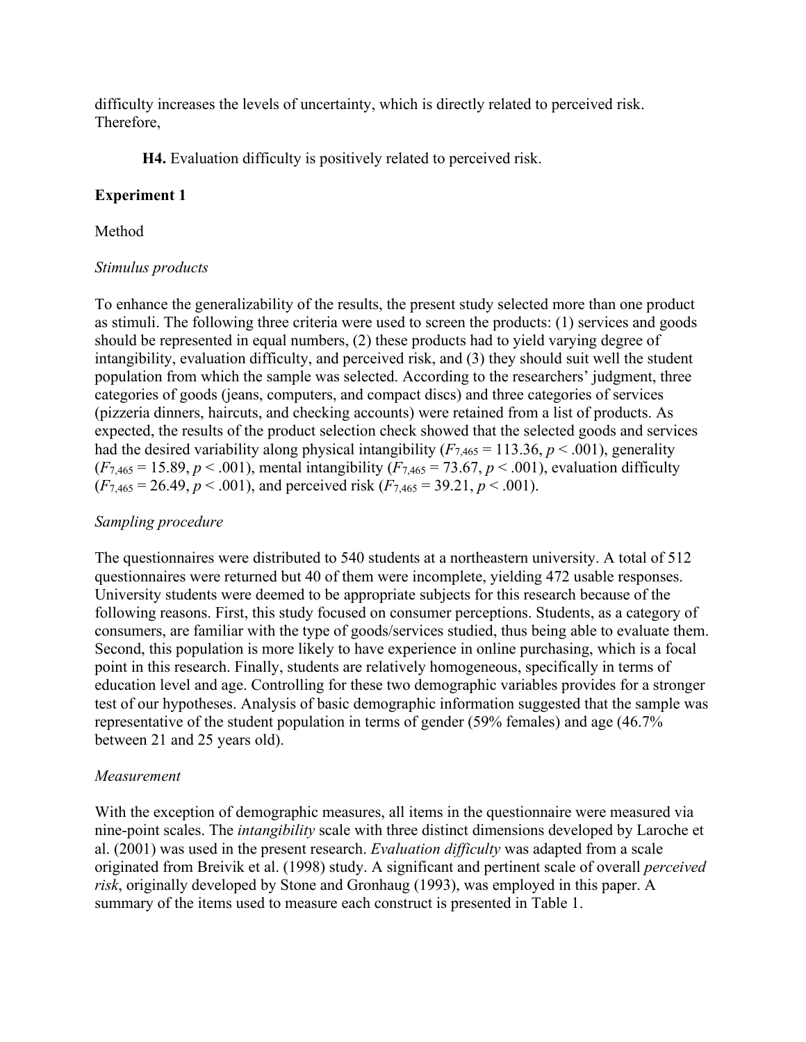difficulty increases the levels of uncertainty, which is directly related to perceived risk. Therefore,

> **H4.** Evaluation difficulty is positively related to perceived risk.

## Experiment 1

### Method

#### *Stimulus products*

To enhance the generalizability of the results, the present study selected more than one product as stimuli. The following three criteria were used to screen the products: (1) services and goods should be represented in equal numbers, (2) these products had to yield varying degree of intangibility, evaluation difficulty, and perceived risk, and (3) they should suit well the student population from which the sample was selected. According to the researchers' judgment, three categories of goods (jeans, computers, and compact discs) and three categories of services (pizzeria dinners, haircuts, and checking accounts) were retained from a list of products. As expected, the results of the product selection check showed that the selected goods and services had the desired variability along physical intangibility ($F_{7,465} = 113.36$, $p < .001$), generality ($F_{7,465} = 15.89$, $p < .001$), mental intangibility ($F_{7,465} = 73.67$, $p < .001$), evaluation difficulty ($F_{7,465} = 26.49$, $p < .001$), and perceived risk ($F_{7,465} = 39.21$, $p < .001$).

#### *Sampling procedure*

The questionnaires were distributed to 540 students at a northeastern university. A total of 512 questionnaires were returned but 40 of them were incomplete, yielding 472 usable responses. University students were deemed to be appropriate subjects for this research because of the following reasons. First, this study focused on consumer perceptions. Students, as a category of consumers, are familiar with the type of goods/services studied, thus being able to evaluate them. Second, this population is more likely to have experience in online purchasing, which is a focal point in this research. Finally, students are relatively homogeneous, specifically in terms of education level and age. Controlling for these two demographic variables provides for a stronger test of our hypotheses. Analysis of basic demographic information suggested that the sample was representative of the student population in terms of gender (59% females) and age (46.7% between 21 and 25 years old).

#### *Measurement*

With the exception of demographic measures, all items in the questionnaire were measured via nine-point scales. The *intangibility* scale with three distinct dimensions developed by Laroche et al. (2001) was used in the present research. *Evaluation difficulty* was adapted from a scale originated from Breivik et al. (1998) study. A significant and pertinent scale of overall *perceived risk*, originally developed by Stone and Gronhaug (1993), was employed in this paper. A summary of the items used to measure each construct is presented in Table 1.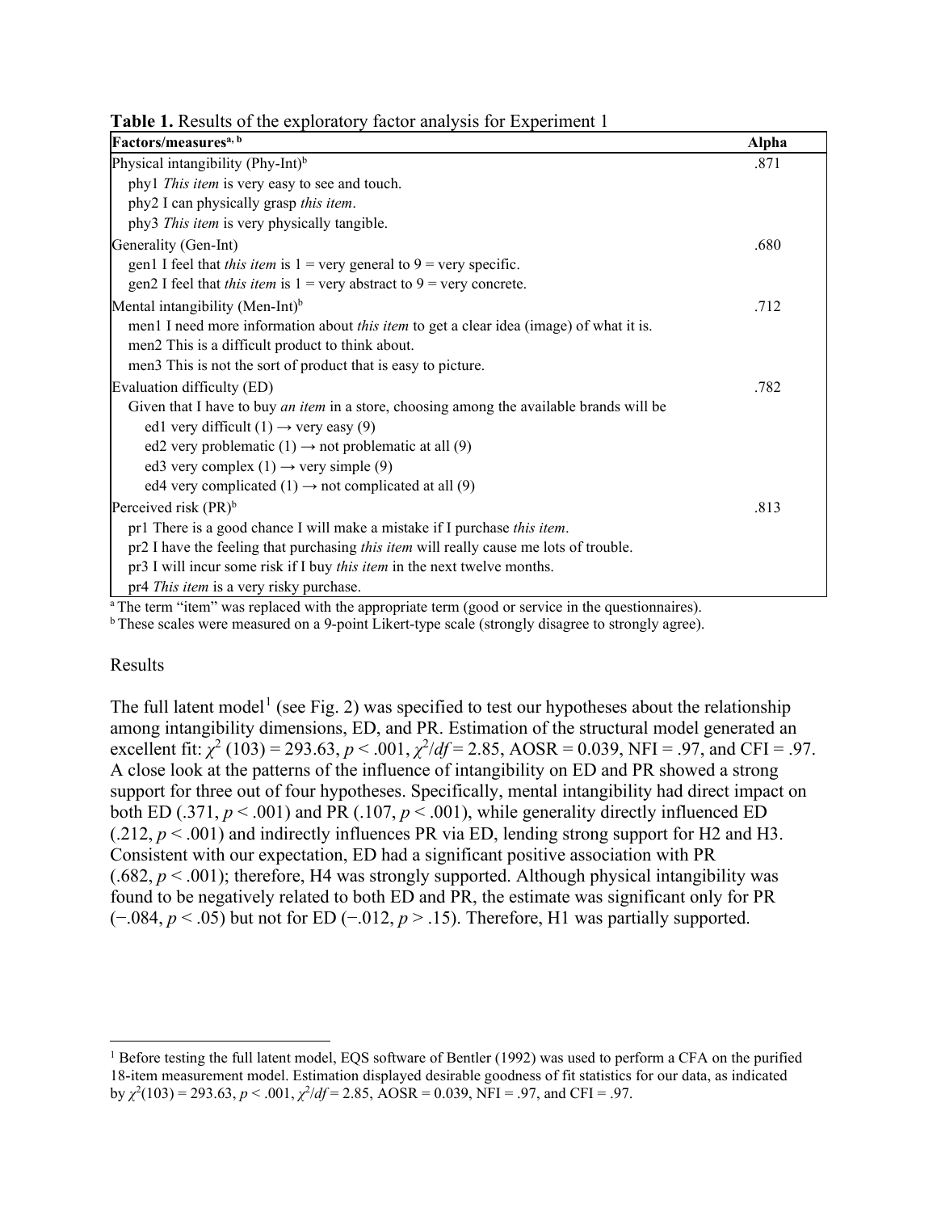**Table 1.** Results of the exploratory factor analysis for Experiment 1

| Factors/measures[a, b] | Alpha |
|---|---|
| Physical intangibility (Phy-Int)[b] | .871 |
| phy1 *This item* is very easy to see and touch. | |
| phy2 I can physically grasp *this item*. | |
| phy3 *This item* is very physically tangible. | |
| Generality (Gen-Int) | .680 |
| gen1 I feel that *this item* is 1 = very general to 9 = very specific. | |
| gen2 I feel that *this item* is 1 = very abstract to 9 = very concrete. | |
| Mental intangibility (Men-Int)[b] | .712 |
| men1 I need more information about *this item* to get a clear idea (image) of what it is. | |
| men2 This is a difficult product to think about. | |
| men3 This is not the sort of product that is easy to picture. | |
| Evaluation difficulty (ED) | .782 |
| Given that I have to buy *an item* in a store, choosing among the available brands will be | |
| ed1 very difficult (1) → very easy (9) | |
| ed2 very problematic (1) → not problematic at all (9) | |
| ed3 very complex (1) → very simple (9) | |
| ed4 very complicated (1) → not complicated at all (9) | |
| Perceived risk (PR)[b] | .813 |
| pr1 There is a good chance I will make a mistake if I purchase *this item*. | |
| pr2 I have the feeling that purchasing *this item* will really cause me lots of trouble. | |
| pr3 I will incur some risk if I buy *this item* in the next twelve months. | |
| pr4 *This item* is a very risky purchase. | |

[a] The term "item" was replaced with the appropriate term (good or service in the questionnaires).
[b] These scales were measured on a 9-point Likert-type scale (strongly disagree to strongly agree).

## Results

The full latent model[1] (see Fig. 2) was specified to test our hypotheses about the relationship among intangibility dimensions, ED, and PR. Estimation of the structural model generated an excellent fit: $\chi^2$ (103) = 293.63, $p < .001$, $\chi^2/df = 2.85$, AOSR = 0.039, NFI = .97, and CFI = .97. A close look at the patterns of the influence of intangibility on ED and PR showed a strong support for three out of four hypotheses. Specifically, mental intangibility had direct impact on both ED (.371, $p < .001$) and PR (.107, $p < .001$), while generality directly influenced ED (.212, $p < .001$) and indirectly influences PR via ED, lending strong support for H2 and H3. Consistent with our expectation, ED had a significant positive association with PR (.682, $p < .001$); therefore, H4 was strongly supported. Although physical intangibility was found to be negatively related to both ED and PR, the estimate was significant only for PR (−.084, $p < .05$) but not for ED (−.012, $p > .15$). Therefore, H1 was partially supported.

[1] Before testing the full latent model, EQS software of Bentler (1992) was used to perform a CFA on the purified 18-item measurement model. Estimation displayed desirable goodness of fit statistics for our data, as indicated by $\chi^2(103) = 293.63$, $p < .001$, $\chi^2/df = 2.85$, AOSR = 0.039, NFI = .97, and CFI = .97.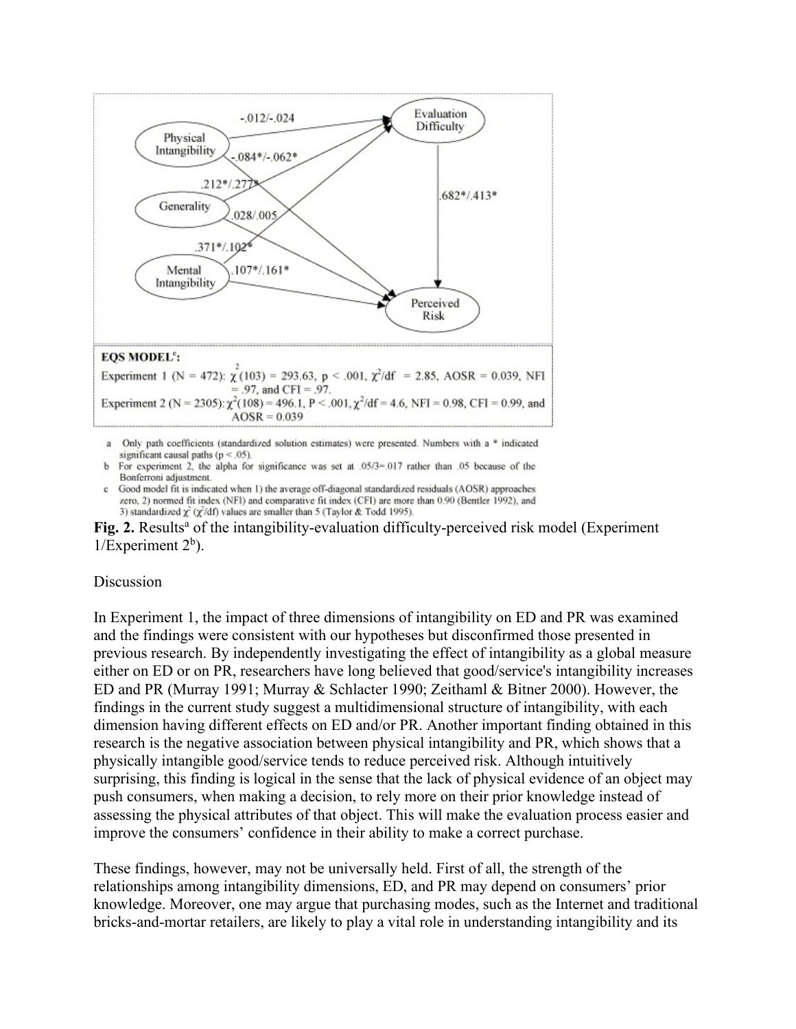-.012/-.024

Physical Intangibility

Evaluation Difficulty

-.084*/-.062*

.212*/.277*

.682*/.413*

Generality

.028/.005

.371*/.102*

Mental Intangibility

.107*/.161*

Perceived Risk

**EQS MODEL[c]:**

Experiment 1 (N = 472): $\chi^2(103) = 293.63$, $p < .001$, $\chi^2/df = 2.85$, AOSR = 0.039, NFI = .97, and CFI = .97.

Experiment 2 (N = 2305): $\chi^2(108) = 496.1$, $P < .001$, $\chi^2/df = 4.6$, NFI = 0.98, CFI = 0.99, and AOSR = 0.039

a Only path coefficients (standardized solution estimates) were presented. Numbers with a * indicated significant causal paths ($p < .05$).

b For experiment 2, the alpha for significance was set at .05/3=.017 rather than .05 because of the Bonferroni adjustment.

c Good model fit is indicated when 1) the average off-diagonal standardized residuals (AOSR) approaches zero, 2) normed fit index (NFI) and comparative fit index (CFI) are more than 0.90 (Bentler 1992), and 3) standardized $\chi^2$ ($\chi^2$/df) values are smaller than 5 (Taylor & Todd 1995).

**Fig. 2.** Results[a] of the intangibility-evaluation difficulty-perceived risk model (Experiment 1/Experiment 2[b]).

## Discussion

In Experiment 1, the impact of three dimensions of intangibility on ED and PR was examined and the findings were consistent with our hypotheses but disconfirmed those presented in previous research. By independently investigating the effect of intangibility as a global measure either on ED or on PR, researchers have long believed that good/service's intangibility increases ED and PR (Murray 1991; Murray & Schlacter 1990; Zeithaml & Bitner 2000). However, the findings in the current study suggest a multidimensional structure of intangibility, with each dimension having different effects on ED and/or PR. Another important finding obtained in this research is the negative association between physical intangibility and PR, which shows that a physically intangible good/service tends to reduce perceived risk. Although intuitively surprising, this finding is logical in the sense that the lack of physical evidence of an object may push consumers, when making a decision, to rely more on their prior knowledge instead of assessing the physical attributes of that object. This will make the evaluation process easier and improve the consumers' confidence in their ability to make a correct purchase.

These findings, however, may not be universally held. First of all, the strength of the relationships among intangibility dimensions, ED, and PR may depend on consumers' prior knowledge. Moreover, one may argue that purchasing modes, such as the Internet and traditional bricks-and-mortar retailers, are likely to play a vital role in understanding intangibility and its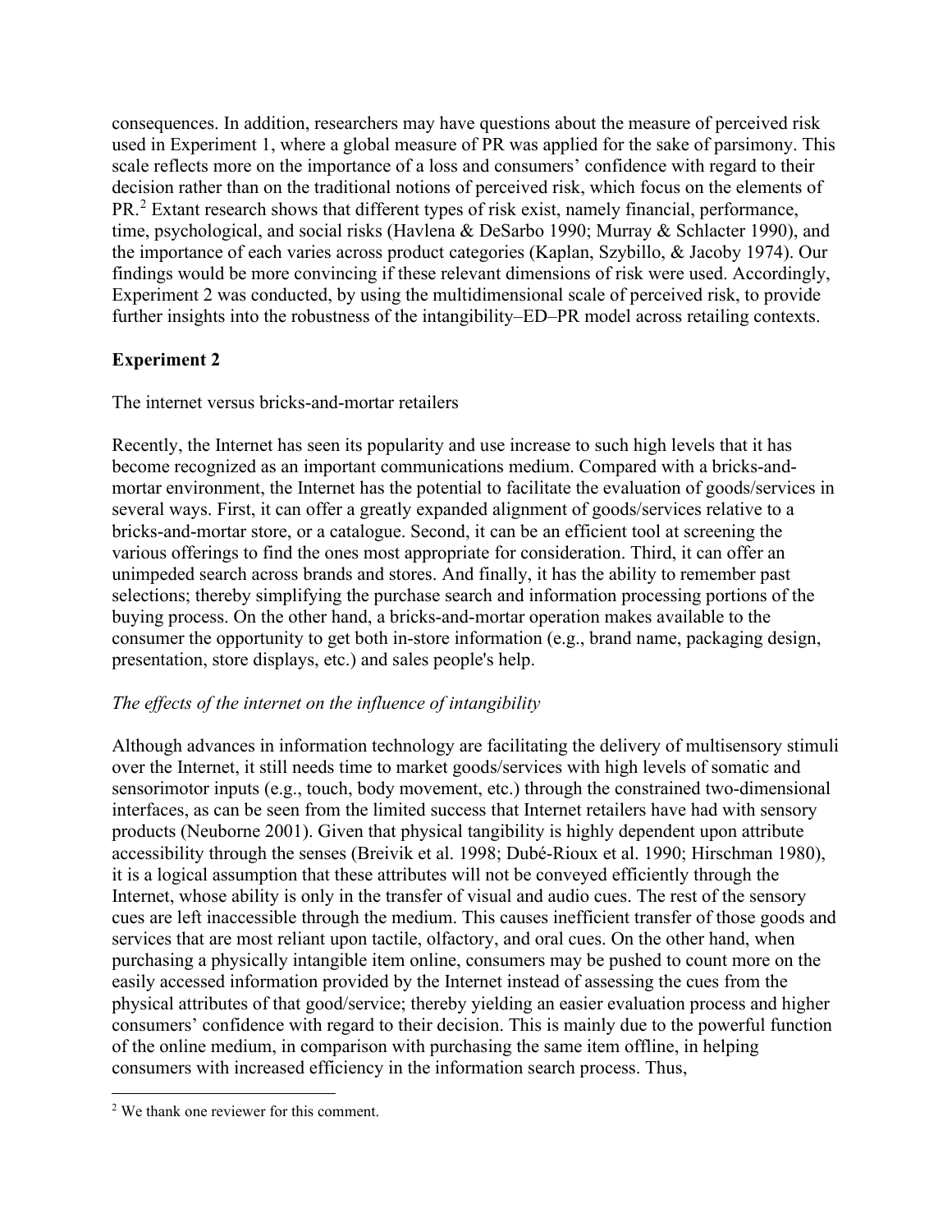consequences. In addition, researchers may have questions about the measure of perceived risk used in Experiment 1, where a global measure of PR was applied for the sake of parsimony. This scale reflects more on the importance of a loss and consumers' confidence with regard to their decision rather than on the traditional notions of perceived risk, which focus on the elements of PR.[2] Extant research shows that different types of risk exist, namely financial, performance, time, psychological, and social risks (Havlena & DeSarbo 1990; Murray & Schlacter 1990), and the importance of each varies across product categories (Kaplan, Szybillo, & Jacoby 1974). Our findings would be more convincing if these relevant dimensions of risk were used. Accordingly, Experiment 2 was conducted, by using the multidimensional scale of perceived risk, to provide further insights into the robustness of the intangibility–ED–PR model across retailing contexts.

## Experiment 2

The internet versus bricks-and-mortar retailers

Recently, the Internet has seen its popularity and use increase to such high levels that it has become recognized as an important communications medium. Compared with a bricks-and-mortar environment, the Internet has the potential to facilitate the evaluation of goods/services in several ways. First, it can offer a greatly expanded alignment of goods/services relative to a bricks-and-mortar store, or a catalogue. Second, it can be an efficient tool at screening the various offerings to find the ones most appropriate for consideration. Third, it can offer an unimpeded search across brands and stores. And finally, it has the ability to remember past selections; thereby simplifying the purchase search and information processing portions of the buying process. On the other hand, a bricks-and-mortar operation makes available to the consumer the opportunity to get both in-store information (e.g., brand name, packaging design, presentation, store displays, etc.) and sales people's help.

### *The effects of the internet on the influence of intangibility*

Although advances in information technology are facilitating the delivery of multisensory stimuli over the Internet, it still needs time to market goods/services with high levels of somatic and sensorimotor inputs (e.g., touch, body movement, etc.) through the constrained two-dimensional interfaces, as can be seen from the limited success that Internet retailers have had with sensory products (Neuborne 2001). Given that physical tangibility is highly dependent upon attribute accessibility through the senses (Breivik et al. 1998; Dubé-Rioux et al. 1990; Hirschman 1980), it is a logical assumption that these attributes will not be conveyed efficiently through the Internet, whose ability is only in the transfer of visual and audio cues. The rest of the sensory cues are left inaccessible through the medium. This causes inefficient transfer of those goods and services that are most reliant upon tactile, olfactory, and oral cues. On the other hand, when purchasing a physically intangible item online, consumers may be pushed to count more on the easily accessed information provided by the Internet instead of assessing the cues from the physical attributes of that good/service; thereby yielding an easier evaluation process and higher consumers' confidence with regard to their decision. This is mainly due to the powerful function of the online medium, in comparison with purchasing the same item offline, in helping consumers with increased efficiency in the information search process. Thus,

---

[2] We thank one reviewer for this comment.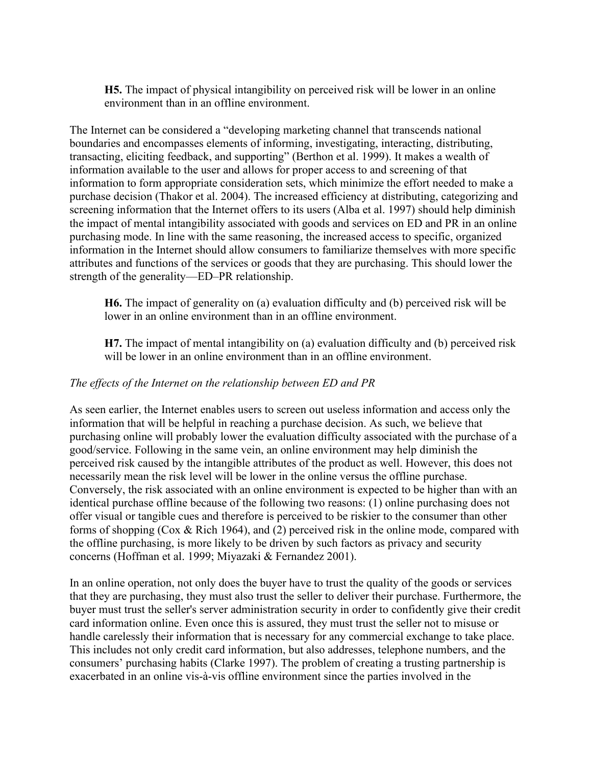> **H5.** The impact of physical intangibility on perceived risk will be lower in an online environment than in an offline environment.

The Internet can be considered a "developing marketing channel that transcends national boundaries and encompasses elements of informing, investigating, interacting, distributing, transacting, eliciting feedback, and supporting" (Berthon et al. 1999). It makes a wealth of information available to the user and allows for proper access to and screening of that information to form appropriate consideration sets, which minimize the effort needed to make a purchase decision (Thakor et al. 2004). The increased efficiency at distributing, categorizing and screening information that the Internet offers to its users (Alba et al. 1997) should help diminish the impact of mental intangibility associated with goods and services on ED and PR in an online purchasing mode. In line with the same reasoning, the increased access to specific, organized information in the Internet should allow consumers to familiarize themselves with more specific attributes and functions of the services or goods that they are purchasing. This should lower the strength of the generality—ED–PR relationship.

> **H6.** The impact of generality on (a) evaluation difficulty and (b) perceived risk will be lower in an online environment than in an offline environment.

> **H7.** The impact of mental intangibility on (a) evaluation difficulty and (b) perceived risk will be lower in an online environment than in an offline environment.

*The effects of the Internet on the relationship between ED and PR*

As seen earlier, the Internet enables users to screen out useless information and access only the information that will be helpful in reaching a purchase decision. As such, we believe that purchasing online will probably lower the evaluation difficulty associated with the purchase of a good/service. Following in the same vein, an online environment may help diminish the perceived risk caused by the intangible attributes of the product as well. However, this does not necessarily mean the risk level will be lower in the online versus the offline purchase. Conversely, the risk associated with an online environment is expected to be higher than with an identical purchase offline because of the following two reasons: (1) online purchasing does not offer visual or tangible cues and therefore is perceived to be riskier to the consumer than other forms of shopping (Cox & Rich 1964), and (2) perceived risk in the online mode, compared with the offline purchasing, is more likely to be driven by such factors as privacy and security concerns (Hoffman et al. 1999; Miyazaki & Fernandez 2001).

In an online operation, not only does the buyer have to trust the quality of the goods or services that they are purchasing, they must also trust the seller to deliver their purchase. Furthermore, the buyer must trust the seller's server administration security in order to confidently give their credit card information online. Even once this is assured, they must trust the seller not to misuse or handle carelessly their information that is necessary for any commercial exchange to take place. This includes not only credit card information, but also addresses, telephone numbers, and the consumers' purchasing habits (Clarke 1997). The problem of creating a trusting partnership is exacerbated in an online vis-à-vis offline environment since the parties involved in the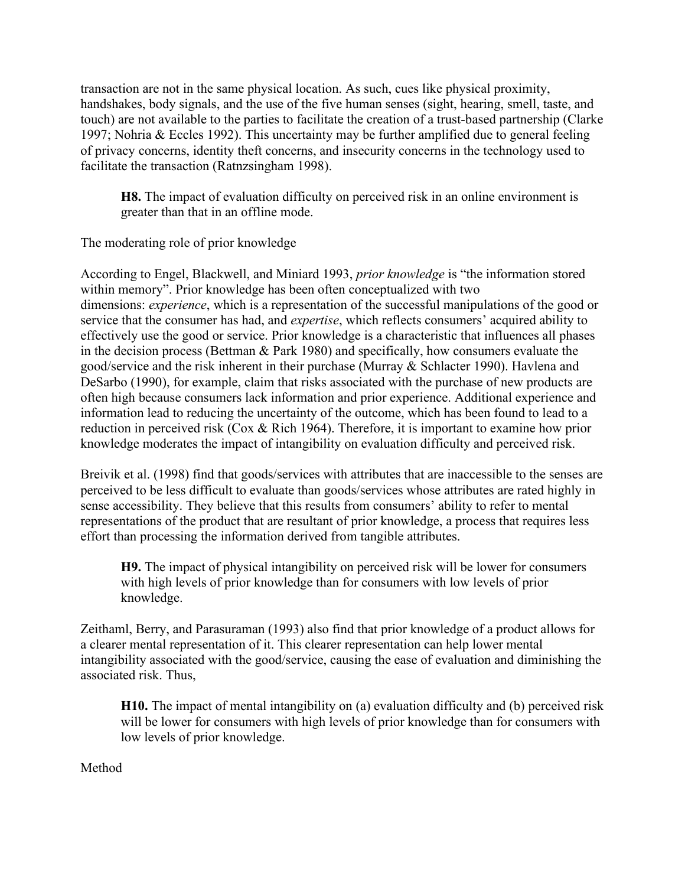transaction are not in the same physical location. As such, cues like physical proximity, handshakes, body signals, and the use of the five human senses (sight, hearing, smell, taste, and touch) are not available to the parties to facilitate the creation of a trust-based partnership (Clarke 1997; Nohria & Eccles 1992). This uncertainty may be further amplified due to general feeling of privacy concerns, identity theft concerns, and insecurity concerns in the technology used to facilitate the transaction (Ratnzsingham 1998).

> **H8.** The impact of evaluation difficulty on perceived risk in an online environment is greater than that in an offline mode.

## The moderating role of prior knowledge

According to Engel, Blackwell, and Miniard 1993, *prior knowledge* is "the information stored within memory". Prior knowledge has been often conceptualized with two dimensions: *experience*, which is a representation of the successful manipulations of the good or service that the consumer has had, and *expertise*, which reflects consumers' acquired ability to effectively use the good or service. Prior knowledge is a characteristic that influences all phases in the decision process (Bettman & Park 1980) and specifically, how consumers evaluate the good/service and the risk inherent in their purchase (Murray & Schlacter 1990). Havlena and DeSarbo (1990), for example, claim that risks associated with the purchase of new products are often high because consumers lack information and prior experience. Additional experience and information lead to reducing the uncertainty of the outcome, which has been found to lead to a reduction in perceived risk (Cox & Rich 1964). Therefore, it is important to examine how prior knowledge moderates the impact of intangibility on evaluation difficulty and perceived risk.

Breivik et al. (1998) find that goods/services with attributes that are inaccessible to the senses are perceived to be less difficult to evaluate than goods/services whose attributes are rated highly in sense accessibility. They believe that this results from consumers' ability to refer to mental representations of the product that are resultant of prior knowledge, a process that requires less effort than processing the information derived from tangible attributes.

> **H9.** The impact of physical intangibility on perceived risk will be lower for consumers with high levels of prior knowledge than for consumers with low levels of prior knowledge.

Zeithaml, Berry, and Parasuraman (1993) also find that prior knowledge of a product allows for a clearer mental representation of it. This clearer representation can help lower mental intangibility associated with the good/service, causing the ease of evaluation and diminishing the associated risk. Thus,

> **H10.** The impact of mental intangibility on (a) evaluation difficulty and (b) perceived risk will be lower for consumers with high levels of prior knowledge than for consumers with low levels of prior knowledge.

# Method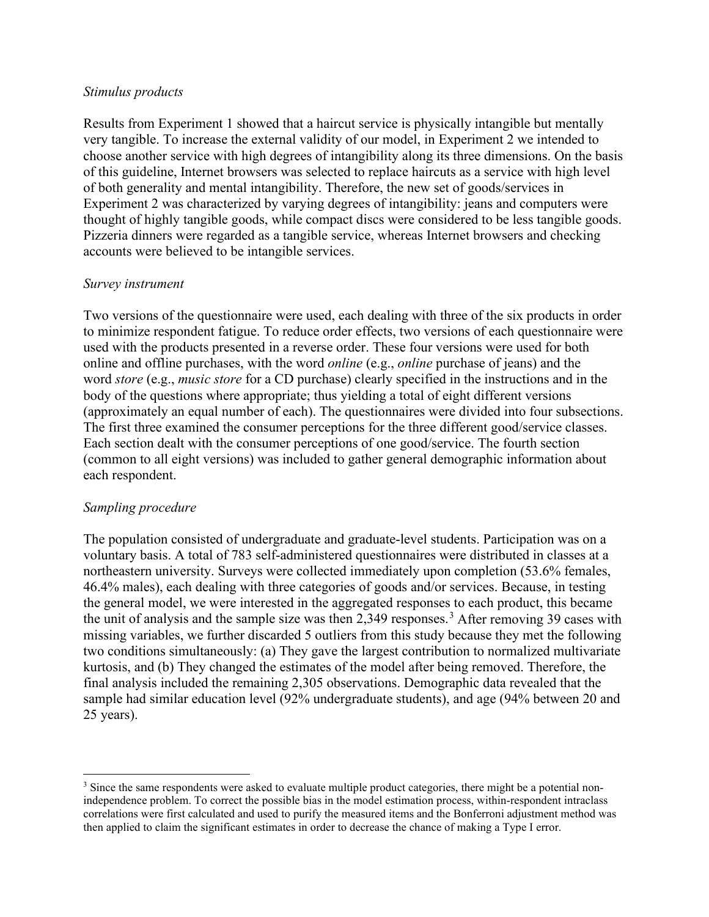*Stimulus products*

Results from Experiment 1 showed that a haircut service is physically intangible but mentally very tangible. To increase the external validity of our model, in Experiment 2 we intended to choose another service with high degrees of intangibility along its three dimensions. On the basis of this guideline, Internet browsers was selected to replace haircuts as a service with high level of both generality and mental intangibility. Therefore, the new set of goods/services in Experiment 2 was characterized by varying degrees of intangibility: jeans and computers were thought of highly tangible goods, while compact discs were considered to be less tangible goods. Pizzeria dinners were regarded as a tangible service, whereas Internet browsers and checking accounts were believed to be intangible services.

*Survey instrument*

Two versions of the questionnaire were used, each dealing with three of the six products in order to minimize respondent fatigue. To reduce order effects, two versions of each questionnaire were used with the products presented in a reverse order. These four versions were used for both online and offline purchases, with the word *online* (e.g., *online* purchase of jeans) and the word *store* (e.g., *music store* for a CD purchase) clearly specified in the instructions and in the body of the questions where appropriate; thus yielding a total of eight different versions (approximately an equal number of each). The questionnaires were divided into four subsections. The first three examined the consumer perceptions for the three different good/service classes. Each section dealt with the consumer perceptions of one good/service. The fourth section (common to all eight versions) was included to gather general demographic information about each respondent.

*Sampling procedure*

The population consisted of undergraduate and graduate-level students. Participation was on a voluntary basis. A total of 783 self-administered questionnaires were distributed in classes at a northeastern university. Surveys were collected immediately upon completion (53.6% females, 46.4% males), each dealing with three categories of goods and/or services. Because, in testing the general model, we were interested in the aggregated responses to each product, this became the unit of analysis and the sample size was then 2,349 responses.[3] After removing 39 cases with missing variables, we further discarded 5 outliers from this study because they met the following two conditions simultaneously: (a) They gave the largest contribution to normalized multivariate kurtosis, and (b) They changed the estimates of the model after being removed. Therefore, the final analysis included the remaining 2,305 observations. Demographic data revealed that the sample had similar education level (92% undergraduate students), and age (94% between 20 and 25 years).

[3] Since the same respondents were asked to evaluate multiple product categories, there might be a potential non-independence problem. To correct the possible bias in the model estimation process, within-respondent intraclass correlations were first calculated and used to purify the measured items and the Bonferroni adjustment method was then applied to claim the significant estimates in order to decrease the chance of making a Type I error.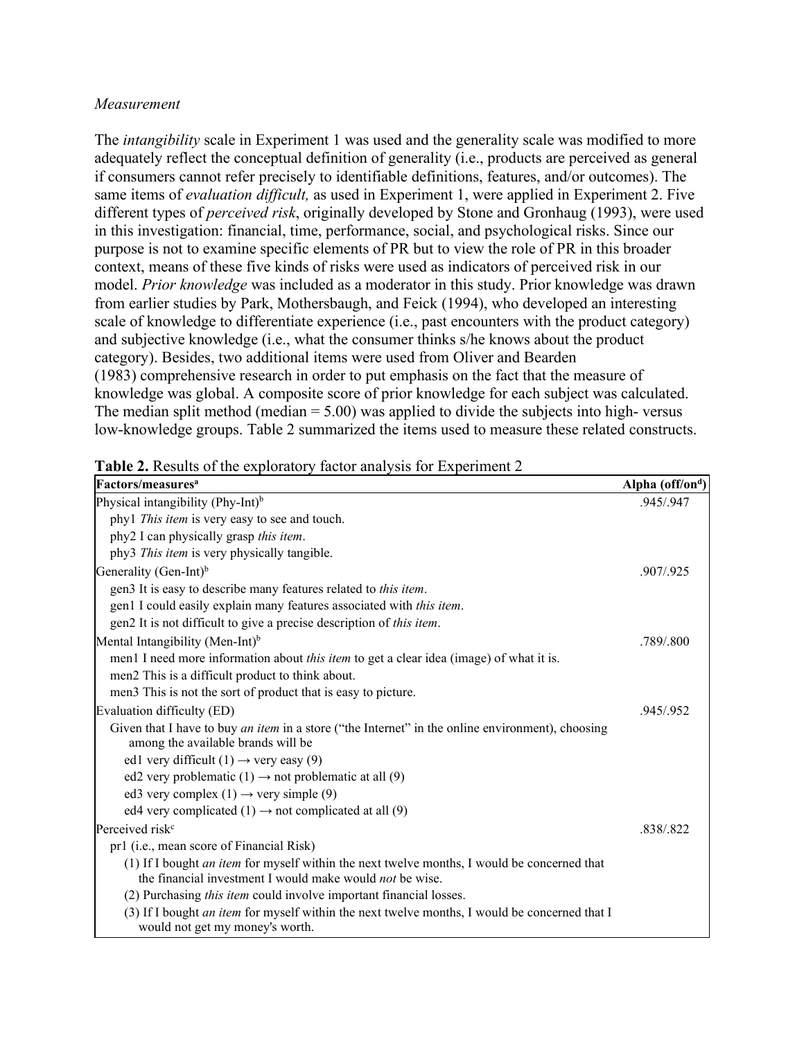*Measurement*

The *intangibility* scale in Experiment 1 was used and the generality scale was modified to more adequately reflect the conceptual definition of generality (i.e., products are perceived as general if consumers cannot refer precisely to identifiable definitions, features, and/or outcomes). The same items of *evaluation difficult,* as used in Experiment 1, were applied in Experiment 2. Five different types of *perceived risk*, originally developed by Stone and Gronhaug (1993), were used in this investigation: financial, time, performance, social, and psychological risks. Since our purpose is not to examine specific elements of PR but to view the role of PR in this broader context, means of these five kinds of risks were used as indicators of perceived risk in our model. *Prior knowledge* was included as a moderator in this study. Prior knowledge was drawn from earlier studies by Park, Mothersbaugh, and Feick (1994), who developed an interesting scale of knowledge to differentiate experience (i.e., past encounters with the product category) and subjective knowledge (i.e., what the consumer thinks s/he knows about the product category). Besides, two additional items were used from Oliver and Bearden (1983) comprehensive research in order to put emphasis on the fact that the measure of knowledge was global. A composite score of prior knowledge for each subject was calculated. The median split method (median = 5.00) was applied to divide the subjects into high- versus low-knowledge groups. Table 2 summarized the items used to measure these related constructs.

**Table 2.** Results of the exploratory factor analysis for Experiment 2

| Factors/measures[a] | Alpha (off/on[d]) |
|---|---|
| Physical intangibility (Phy-Int)[b] | .945/.947 |
| phy1 *This item* is very easy to see and touch. | |
| phy2 I can physically grasp *this item*. | |
| phy3 *This item* is very physically tangible. | |
| Generality (Gen-Int)[b] | .907/.925 |
| gen3 It is easy to describe many features related to *this item*. | |
| gen1 I could easily explain many features associated with *this item*. | |
| gen2 It is not difficult to give a precise description of *this item*. | |
| Mental Intangibility (Men-Int)[b] | .789/.800 |
| men1 I need more information about *this item* to get a clear idea (image) of what it is. | |
| men2 This is a difficult product to think about. | |
| men3 This is not the sort of product that is easy to picture. | |
| Evaluation difficulty (ED) | .945/.952 |
| Given that I have to buy *an item* in a store ("the Internet" in the online environment), choosing among the available brands will be | |
| ed1 very difficult (1) → very easy (9) | |
| ed2 very problematic (1) → not problematic at all (9) | |
| ed3 very complex (1) → very simple (9) | |
| ed4 very complicated (1) → not complicated at all (9) | |
| Perceived risk[c] | .838/.822 |
| pr1 (i.e., mean score of Financial Risk) | |
| (1) If I bought *an item* for myself within the next twelve months, I would be concerned that the financial investment I would make would *not* be wise. | |
| (2) Purchasing *this item* could involve important financial losses. | |
| (3) If I bought *an item* for myself within the next twelve months, I would be concerned that I would not get my money's worth. | |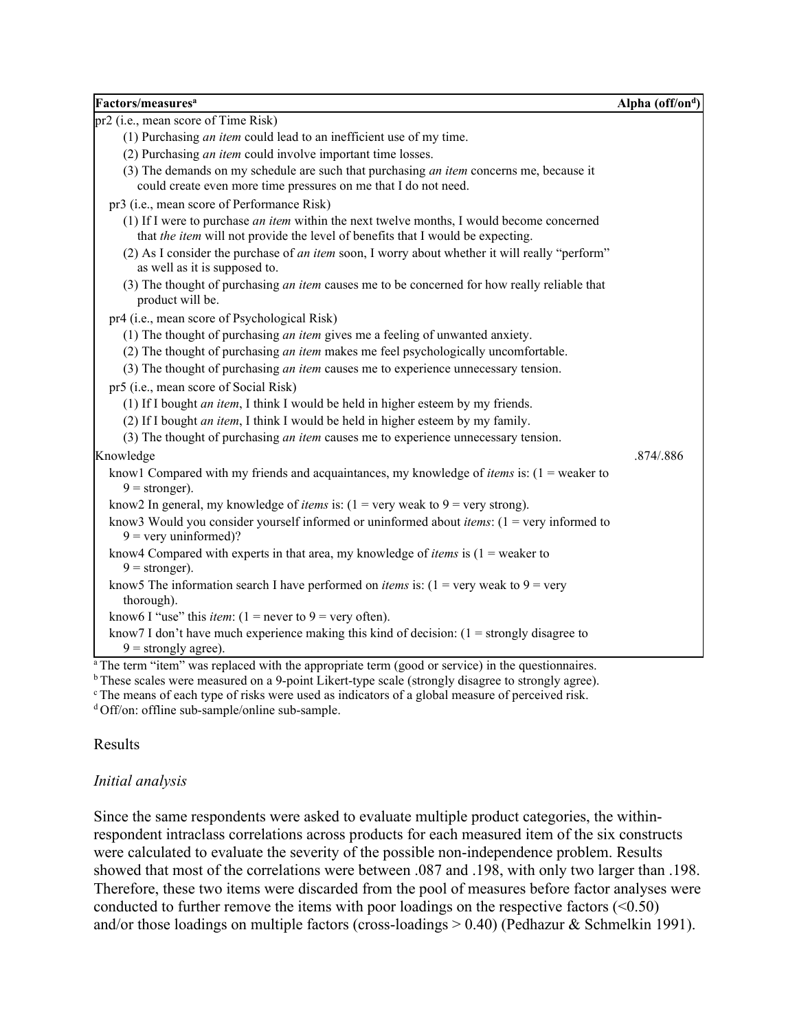| Factors/measures[a] | Alpha (off/on[d]) |
|---|---|
| pr2 (i.e., mean score of Time Risk) | |
| (1) Purchasing *an item* could lead to an inefficient use of my time. | |
| (2) Purchasing *an item* could involve important time losses. | |
| (3) The demands on my schedule are such that purchasing *an item* concerns me, because it could create even more time pressures on me that I do not need. | |
| pr3 (i.e., mean score of Performance Risk) | |
| (1) If I were to purchase *an item* within the next twelve months, I would become concerned that *the item* will not provide the level of benefits that I would be expecting. | |
| (2) As I consider the purchase of *an item* soon, I worry about whether it will really "perform" as well as it is supposed to. | |
| (3) The thought of purchasing *an item* causes me to be concerned for how really reliable that product will be. | |
| pr4 (i.e., mean score of Psychological Risk) | |
| (1) The thought of purchasing *an item* gives me a feeling of unwanted anxiety. | |
| (2) The thought of purchasing *an item* makes me feel psychologically uncomfortable. | |
| (3) The thought of purchasing *an item* causes me to experience unnecessary tension. | |
| pr5 (i.e., mean score of Social Risk) | |
| (1) If I bought *an item*, I think I would be held in higher esteem by my friends. | |
| (2) If I bought *an item*, I think I would be held in higher esteem by my family. | |
| (3) The thought of purchasing *an item* causes me to experience unnecessary tension. | |
| Knowledge | .874/.886 |
| know1 Compared with my friends and acquaintances, my knowledge of *items* is: (1 = weaker to 9 = stronger). | |
| know2 In general, my knowledge of *items* is: (1 = very weak to 9 = very strong). | |
| know3 Would you consider yourself informed or uninformed about *items*: (1 = very informed to 9 = very uninformed)? | |
| know4 Compared with experts in that area, my knowledge of *items* is (1 = weaker to 9 = stronger). | |
| know5 The information search I have performed on *items* is: (1 = very weak to 9 = very thorough). | |
| know6 I "use" this *item*: (1 = never to 9 = very often). | |
| know7 I don't have much experience making this kind of decision: (1 = strongly disagree to 9 = strongly agree). | |

[a] The term "item" was replaced with the appropriate term (good or service) in the questionnaires.
[b] These scales were measured on a 9-point Likert-type scale (strongly disagree to strongly agree).
[c] The means of each type of risks were used as indicators of a global measure of perceived risk.
[d] Off/on: offline sub-sample/online sub-sample.

## Results

### *Initial analysis*

Since the same respondents were asked to evaluate multiple product categories, the within-respondent intraclass correlations across products for each measured item of the six constructs were calculated to evaluate the severity of the possible non-independence problem. Results showed that most of the correlations were between .087 and .198, with only two larger than .198. Therefore, these two items were discarded from the pool of measures before factor analyses were conducted to further remove the items with poor loadings on the respective factors (<0.50) and/or those loadings on multiple factors (cross-loadings > 0.40) (Pedhazur & Schmelkin 1991).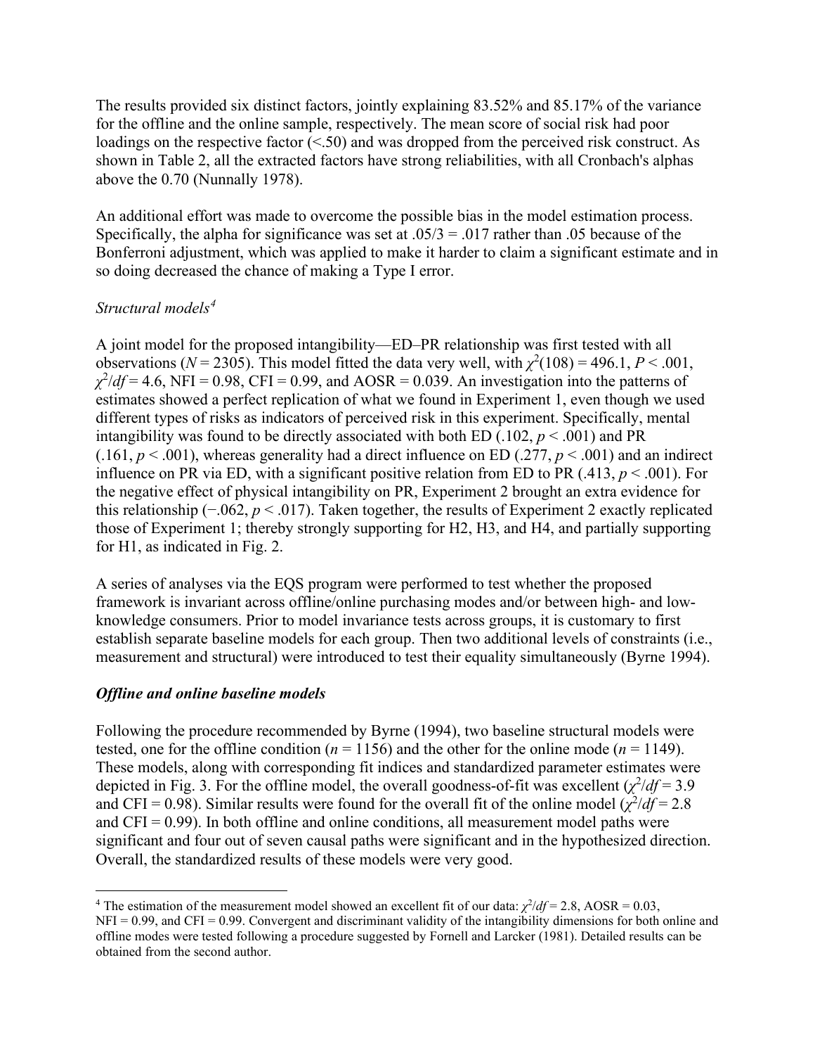The results provided six distinct factors, jointly explaining 83.52% and 85.17% of the variance for the offline and the online sample, respectively. The mean score of social risk had poor loadings on the respective factor (<.50) and was dropped from the perceived risk construct. As shown in Table 2, all the extracted factors have strong reliabilities, with all Cronbach's alphas above the 0.70 (Nunnally 1978).

An additional effort was made to overcome the possible bias in the model estimation process. Specifically, the alpha for significance was set at .05/3 = .017 rather than .05 because of the Bonferroni adjustment, which was applied to make it harder to claim a significant estimate and in so doing decreased the chance of making a Type I error.

### *Structural models*[4]

A joint model for the proposed intangibility—ED–PR relationship was first tested with all observations ($N = 2305$). This model fitted the data very well, with $\chi^2(108) = 496.1$, $P < .001$, $\chi^2/df = 4.6$, NFI = 0.98, CFI = 0.99, and AOSR = 0.039. An investigation into the patterns of estimates showed a perfect replication of what we found in Experiment 1, even though we used different types of risks as indicators of perceived risk in this experiment. Specifically, mental intangibility was found to be directly associated with both ED (.102, $p < .001$) and PR (.161, $p < .001$), whereas generality had a direct influence on ED (.277, $p < .001$) and an indirect influence on PR via ED, with a significant positive relation from ED to PR (.413, $p < .001$). For the negative effect of physical intangibility on PR, Experiment 2 brought an extra evidence for this relationship (−.062, $p < .017$). Taken together, the results of Experiment 2 exactly replicated those of Experiment 1; thereby strongly supporting for H2, H3, and H4, and partially supporting for H1, as indicated in Fig. 2.

A series of analyses via the EQS program were performed to test whether the proposed framework is invariant across offline/online purchasing modes and/or between high- and low-knowledge consumers. Prior to model invariance tests across groups, it is customary to first establish separate baseline models for each group. Then two additional levels of constraints (i.e., measurement and structural) were introduced to test their equality simultaneously (Byrne 1994).

### ***Offline and online baseline models***

Following the procedure recommended by Byrne (1994), two baseline structural models were tested, one for the offline condition ($n = 1156$) and the other for the online mode ($n = 1149$). These models, along with corresponding fit indices and standardized parameter estimates were depicted in Fig. 3. For the offline model, the overall goodness-of-fit was excellent ($\chi^2/df = 3.9$ and CFI = 0.98). Similar results were found for the overall fit of the online model ($\chi^2/df = 2.8$ and CFI = 0.99). In both offline and online conditions, all measurement model paths were significant and four out of seven causal paths were significant and in the hypothesized direction. Overall, the standardized results of these models were very good.

---

[4] The estimation of the measurement model showed an excellent fit of our data: $\chi^2/df = 2.8$, AOSR = 0.03, NFI = 0.99, and CFI = 0.99. Convergent and discriminant validity of the intangibility dimensions for both online and offline modes were tested following a procedure suggested by Fornell and Larcker (1981). Detailed results can be obtained from the second author.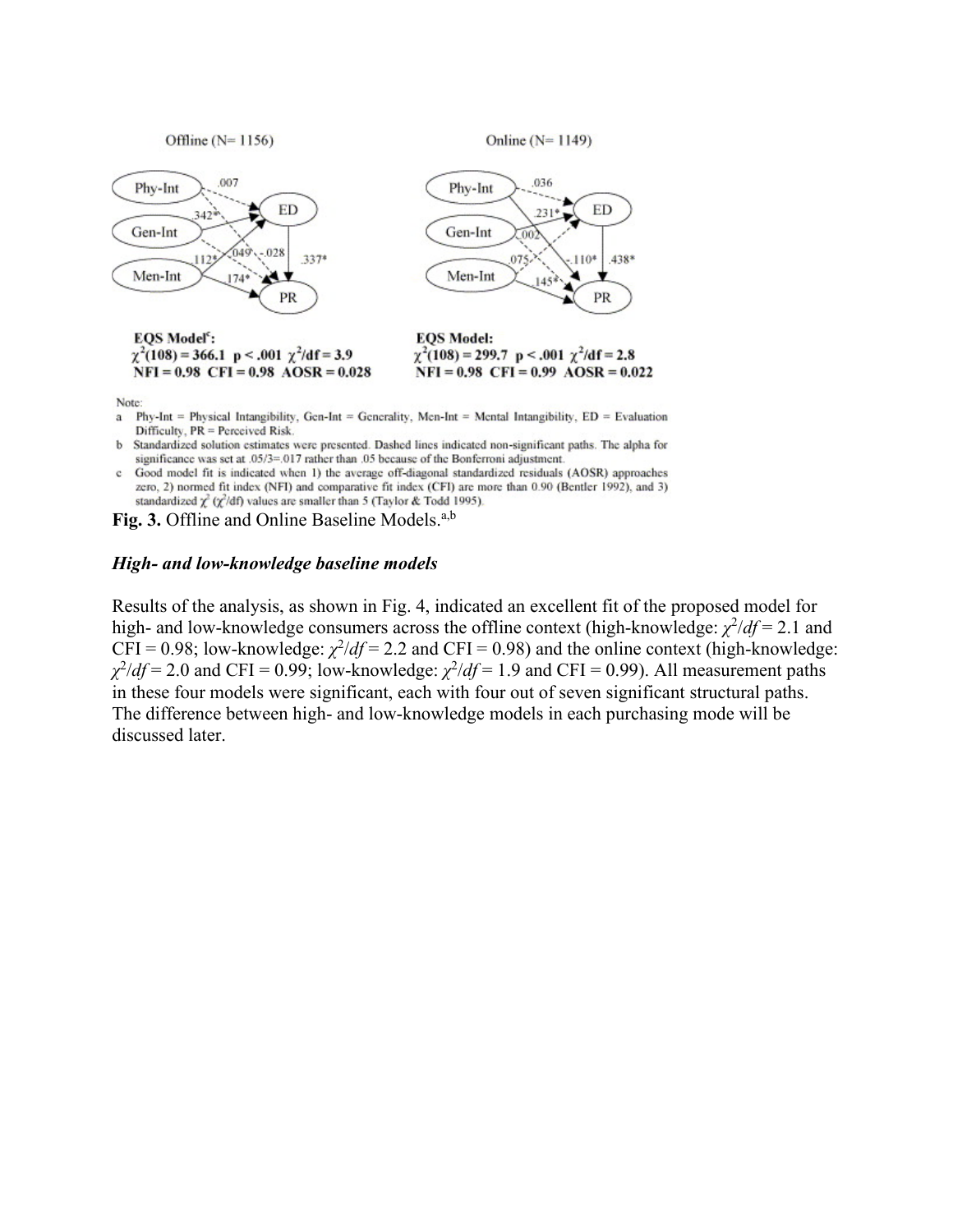Offline (N= 1156)

EQS Model[c]:
$\chi^2(108) = 366.1$ $p < .001$ $\chi^2/df = 3.9$
NFI = 0.98 CFI = 0.98 AOSR = 0.028

Online (N= 1149)

EQS Model:
$\chi^2(108) = 299.7$ $p < .001$ $\chi^2/df = 2.8$
NFI = 0.98 CFI = 0.99 AOSR = 0.022

Note:

a Phy-Int = Physical Intangibility, Gen-Int = Generality, Men-Int = Mental Intangibility, ED = Evaluation Difficulty, PR = Perceived Risk.

b Standardized solution estimates were presented. Dashed lines indicated non-significant paths. The alpha for significance was set at .05/3=.017 rather than .05 because of the Bonferroni adjustment.

c Good model fit is indicated when 1) the average off-diagonal standardized residuals (AOSR) approaches zero, 2) normed fit index (NFI) and comparative fit index (CFI) are more than 0.90 (Bentler 1992), and 3) standardized $\chi^2$ ($\chi^2$/df) values are smaller than 5 (Taylor & Todd 1995).

**Fig. 3.** Offline and Online Baseline Models.[a,b]

### *High- and low-knowledge baseline models*

Results of the analysis, as shown in Fig. 4, indicated an excellent fit of the proposed model for high- and low-knowledge consumers across the offline context (high-knowledge: $\chi^2/df = 2.1$ and CFI = 0.98; low-knowledge: $\chi^2/df = 2.2$ and CFI = 0.98) and the online context (high-knowledge: $\chi^2/df = 2.0$ and CFI = 0.99; low-knowledge: $\chi^2/df = 1.9$ and CFI = 0.99). All measurement paths in these four models were significant, each with four out of seven significant structural paths. The difference between high- and low-knowledge models in each purchasing mode will be discussed later.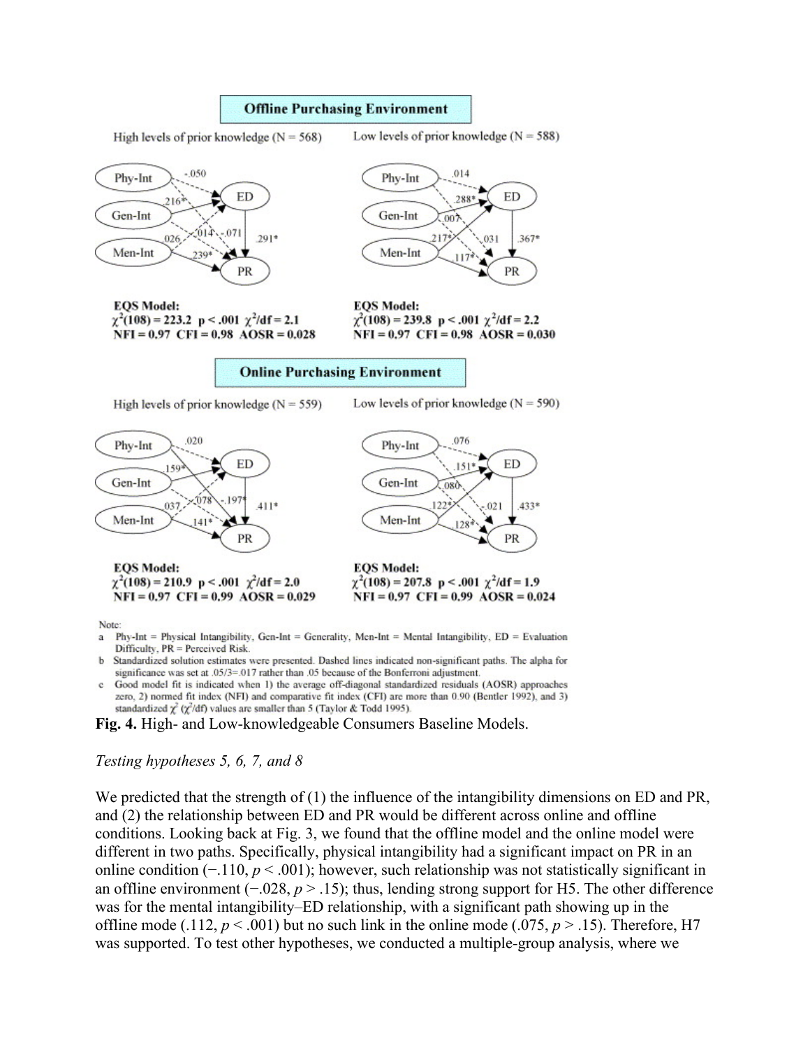**Offline Purchasing Environment**

High levels of prior knowledge (N = 568)

**EQS Model:**
$\chi^2(108) = 223.2$ $p < .001$ $\chi^2/df = 2.1$
NFI = 0.97 CFI = 0.98 AOSR = 0.028

Low levels of prior knowledge (N = 588)

**EQS Model:**
$\chi^2(108) = 239.8$ $p < .001$ $\chi^2/df = 2.2$
NFI = 0.97 CFI = 0.98 AOSR = 0.030

**Online Purchasing Environment**

High levels of prior knowledge (N = 559)

**EQS Model:**
$\chi^2(108) = 210.9$ $p < .001$ $\chi^2/df = 2.0$
NFI = 0.97 CFI = 0.99 AOSR = 0.029

Low levels of prior knowledge (N = 590)

**EQS Model:**
$\chi^2(108) = 207.8$ $p < .001$ $\chi^2/df = 1.9$
NFI = 0.97 CFI = 0.99 AOSR = 0.024

Note:

a Phy-Int = Physical Intangibility, Gen-Int = Generality, Men-Int = Mental Intangibility, ED = Evaluation Difficulty, PR = Perceived Risk.

b Standardized solution estimates were presented. Dashed lines indicated non-significant paths. The alpha for significance was set at .05/3=.017 rather than .05 because of the Bonferroni adjustment.

c Good model fit is indicated when 1) the average off-diagonal standardized residuals (AOSR) approaches zero, 2) normed fit index (NFI) and comparative fit index (CFI) are more than 0.90 (Bentler 1992), and 3) standardized $\chi^2$ ($\chi^2$/df) values are smaller than 5 (Taylor & Todd 1995).

**Fig. 4.** High- and Low-knowledgeable Consumers Baseline Models.

*Testing hypotheses 5, 6, 7, and 8*

We predicted that the strength of (1) the influence of the intangibility dimensions on ED and PR, and (2) the relationship between ED and PR would be different across online and offline conditions. Looking back at Fig. 3, we found that the offline model and the online model were different in two paths. Specifically, physical intangibility had a significant impact on PR in an online condition (−.110, $p < .001$); however, such relationship was not statistically significant in an offline environment (−.028, $p > .15$); thus, lending strong support for H5. The other difference was for the mental intangibility–ED relationship, with a significant path showing up in the offline mode (.112, $p < .001$) but no such link in the online mode (.075, $p > .15$). Therefore, H7 was supported. To test other hypotheses, we conducted a multiple-group analysis, where we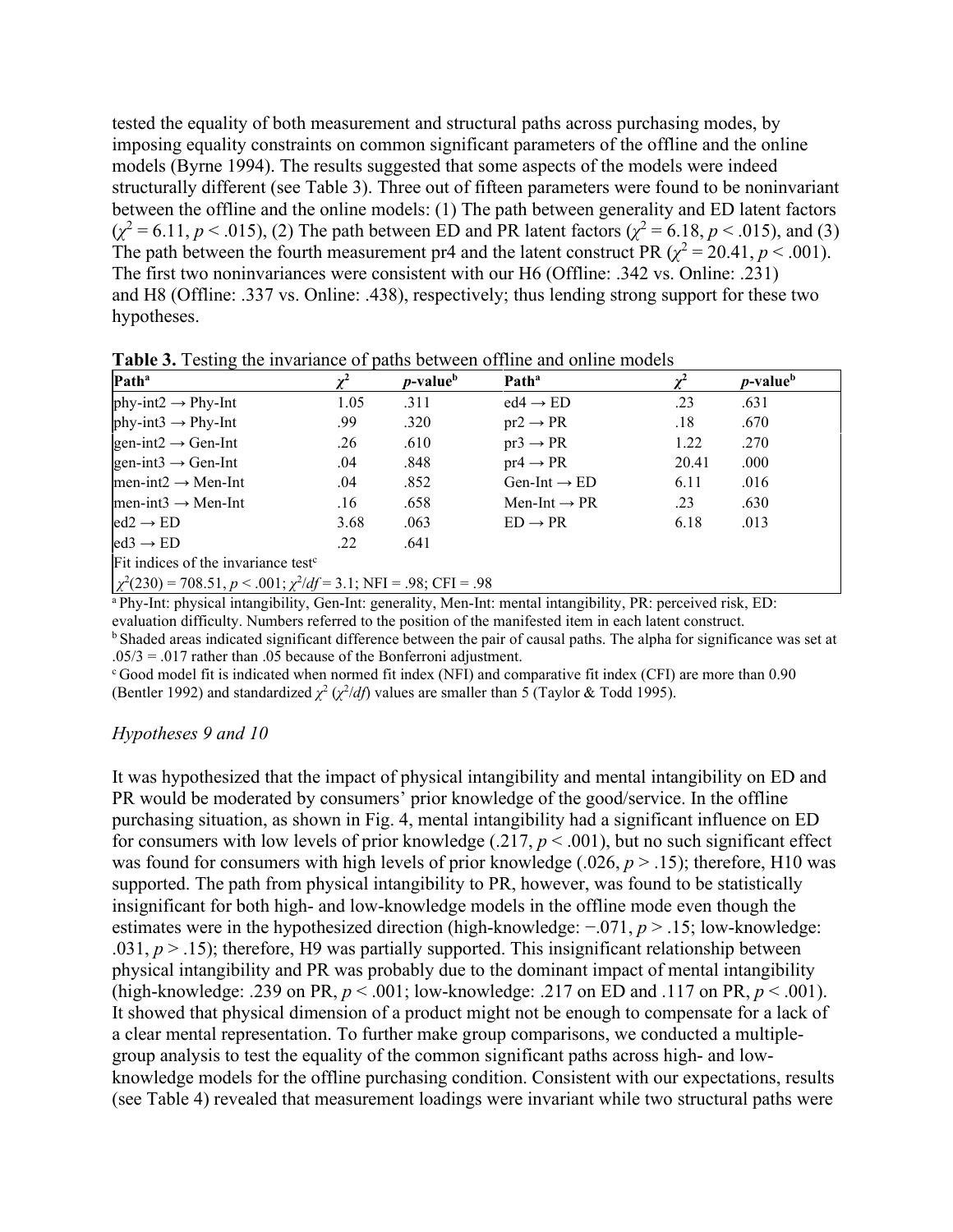tested the equality of both measurement and structural paths across purchasing modes, by imposing equality constraints on common significant parameters of the offline and the online models (Byrne 1994). The results suggested that some aspects of the models were indeed structurally different (see Table 3). Three out of fifteen parameters were found to be noninvariant between the offline and the online models: (1) The path between generality and ED latent factors ($\chi^2 = 6.11$, $p < .015$), (2) The path between ED and PR latent factors ($\chi^2 = 6.18$, $p < .015$), and (3) The path between the fourth measurement pr4 and the latent construct PR ($\chi^2 = 20.41$, $p < .001$). The first two noninvariances were consistent with our H6 (Offline: .342 vs. Online: .231) and H8 (Offline: .337 vs. Online: .438), respectively; thus lending strong support for these two hypotheses.

**Table 3.** Testing the invariance of paths between offline and online models

| Path[a] | $\chi^2$ | *p*-value[b] | Path[a] | $\chi^2$ | *p*-value[b] |
|---|---|---|---|---|---|
| phy-int2 → Phy-Int | 1.05 | .311 | ed4 → ED | .23 | .631 |
| phy-int3 → Phy-Int | .99 | .320 | pr2 → PR | .18 | .670 |
| gen-int2 → Gen-Int | .26 | .610 | pr3 → PR | 1.22 | .270 |
| gen-int3 → Gen-Int | .04 | .848 | pr4 → PR | 20.41 | .000 |
| men-int2 → Men-Int | .04 | .852 | Gen-Int → ED | 6.11 | .016 |
| men-int3 → Men-Int | .16 | .658 | Men-Int → PR | .23 | .630 |
| ed2 → ED | 3.68 | .063 | ED → PR | 6.18 | .013 |
| ed3 → ED | .22 | .641 | | | |
| Fit indices of the invariance test[c] | | | | | |
| $\chi^2(230) = 708.51$, $p < .001$; $\chi^2/df = 3.1$; NFI = .98; CFI = .98 | | | | | |

[a] Phy-Int: physical intangibility, Gen-Int: generality, Men-Int: mental intangibility, PR: perceived risk, ED: evaluation difficulty. Numbers referred to the position of the manifested item in each latent construct.
[b] Shaded areas indicated significant difference between the pair of causal paths. The alpha for significance was set at $.05/3 = .017$ rather than .05 because of the Bonferroni adjustment.
[c] Good model fit is indicated when normed fit index (NFI) and comparative fit index (CFI) are more than 0.90 (Bentler 1992) and standardized $\chi^2$ ($\chi^2/df$) values are smaller than 5 (Taylor & Todd 1995).

### *Hypotheses 9 and 10*

It was hypothesized that the impact of physical intangibility and mental intangibility on ED and PR would be moderated by consumers' prior knowledge of the good/service. In the offline purchasing situation, as shown in Fig. 4, mental intangibility had a significant influence on ED for consumers with low levels of prior knowledge (.217, $p < .001$), but no such significant effect was found for consumers with high levels of prior knowledge (.026, $p > .15$); therefore, H10 was supported. The path from physical intangibility to PR, however, was found to be statistically insignificant for both high- and low-knowledge models in the offline mode even though the estimates were in the hypothesized direction (high-knowledge: −.071, $p > .15$; low-knowledge: .031, $p > .15$); therefore, H9 was partially supported. This insignificant relationship between physical intangibility and PR was probably due to the dominant impact of mental intangibility (high-knowledge: .239 on PR, $p < .001$; low-knowledge: .217 on ED and .117 on PR, $p < .001$). It showed that physical dimension of a product might not be enough to compensate for a lack of a clear mental representation. To further make group comparisons, we conducted a multiple-group analysis to test the equality of the common significant paths across high- and low-knowledge models for the offline purchasing condition. Consistent with our expectations, results (see Table 4) revealed that measurement loadings were invariant while two structural paths were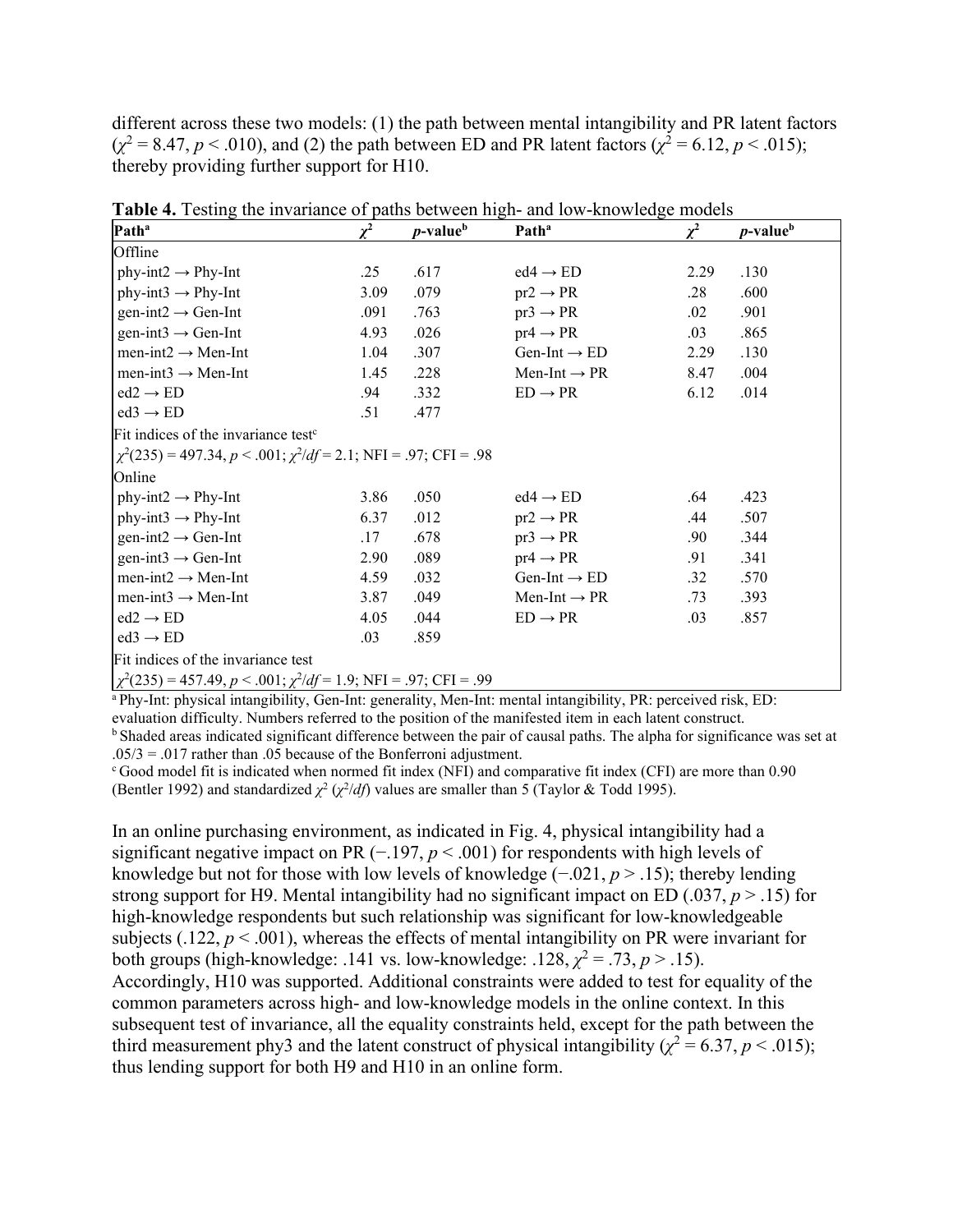different across these two models: (1) the path between mental intangibility and PR latent factors ($\chi^2 = 8.47$, $p < .010$), and (2) the path between ED and PR latent factors ($\chi^2 = 6.12$, $p < .015$); thereby providing further support for H10.

**Table 4.** Testing the invariance of paths between high- and low-knowledge models

| Path[a] | $\chi^2$ | *p*-value[b] | Path[a] | $\chi^2$ | *p*-value[b] |
|---|---|---|---|---|---|
| Offline | | | | | |
| phy-int2 → Phy-Int | .25 | .617 | ed4 → ED | 2.29 | .130 |
| phy-int3 → Phy-Int | 3.09 | .079 | pr2 → PR | .28 | .600 |
| gen-int2 → Gen-Int | .091 | .763 | pr3 → PR | .02 | .901 |
| gen-int3 → Gen-Int | 4.93 | .026 | pr4 → PR | .03 | .865 |
| men-int2 → Men-Int | 1.04 | .307 | Gen-Int → ED | 2.29 | .130 |
| men-int3 → Men-Int | 1.45 | .228 | Men-Int → PR | 8.47 | .004 |
| ed2 → ED | .94 | .332 | ED → PR | 6.12 | .014 |
| ed3 → ED | .51 | .477 | | | |
| Fit indices of the invariance test[c] | | | | | |
| $\chi^2(235) = 497.34$, $p < .001$; $\chi^2/df = 2.1$; NFI = .97; CFI = .98 | | | | | |
| Online | | | | | |
| phy-int2 → Phy-Int | 3.86 | .050 | ed4 → ED | .64 | .423 |
| phy-int3 → Phy-Int | 6.37 | .012 | pr2 → PR | .44 | .507 |
| gen-int2 → Gen-Int | .17 | .678 | pr3 → PR | .90 | .344 |
| gen-int3 → Gen-Int | 2.90 | .089 | pr4 → PR | .91 | .341 |
| men-int2 → Men-Int | 4.59 | .032 | Gen-Int → ED | .32 | .570 |
| men-int3 → Men-Int | 3.87 | .049 | Men-Int → PR | .73 | .393 |
| ed2 → ED | 4.05 | .044 | ED → PR | .03 | .857 |
| ed3 → ED | .03 | .859 | | | |
| Fit indices of the invariance test | | | | | |
| $\chi^2(235) = 457.49$, $p < .001$; $\chi^2/df = 1.9$; NFI = .97; CFI = .99 | | | | | |

[a] Phy-Int: physical intangibility, Gen-Int: generality, Men-Int: mental intangibility, PR: perceived risk, ED: evaluation difficulty. Numbers referred to the position of the manifested item in each latent construct.
[b] Shaded areas indicated significant difference between the pair of causal paths. The alpha for significance was set at .05/3 = .017 rather than .05 because of the Bonferroni adjustment.
[c] Good model fit is indicated when normed fit index (NFI) and comparative fit index (CFI) are more than 0.90 (Bentler 1992) and standardized $\chi^2$ ($\chi^2/df$) values are smaller than 5 (Taylor & Todd 1995).

In an online purchasing environment, as indicated in Fig. 4, physical intangibility had a significant negative impact on PR (−.197, $p < .001$) for respondents with high levels of knowledge but not for those with low levels of knowledge (−.021, $p > .15$); thereby lending strong support for H9. Mental intangibility had no significant impact on ED (.037, $p > .15$) for high-knowledge respondents but such relationship was significant for low-knowledgeable subjects (.122, $p < .001$), whereas the effects of mental intangibility on PR were invariant for both groups (high-knowledge: .141 vs. low-knowledge: .128, $\chi^2 = .73$, $p > .15$). Accordingly, H10 was supported. Additional constraints were added to test for equality of the common parameters across high- and low-knowledge models in the online context. In this subsequent test of invariance, all the equality constraints held, except for the path between the third measurement phy3 and the latent construct of physical intangibility ($\chi^2 = 6.37$, $p < .015$); thus lending support for both H9 and H10 in an online form.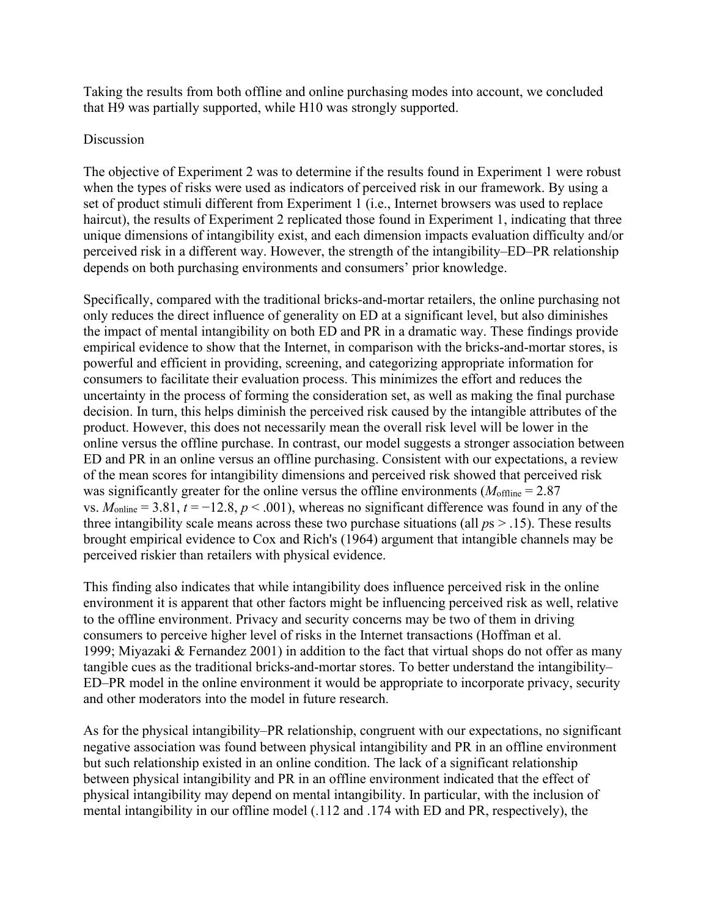Taking the results from both offline and online purchasing modes into account, we concluded that H9 was partially supported, while H10 was strongly supported.

## Discussion

The objective of Experiment 2 was to determine if the results found in Experiment 1 were robust when the types of risks were used as indicators of perceived risk in our framework. By using a set of product stimuli different from Experiment 1 (i.e., Internet browsers was used to replace haircut), the results of Experiment 2 replicated those found in Experiment 1, indicating that three unique dimensions of intangibility exist, and each dimension impacts evaluation difficulty and/or perceived risk in a different way. However, the strength of the intangibility–ED–PR relationship depends on both purchasing environments and consumers' prior knowledge.

Specifically, compared with the traditional bricks-and-mortar retailers, the online purchasing not only reduces the direct influence of generality on ED at a significant level, but also diminishes the impact of mental intangibility on both ED and PR in a dramatic way. These findings provide empirical evidence to show that the Internet, in comparison with the bricks-and-mortar stores, is powerful and efficient in providing, screening, and categorizing appropriate information for consumers to facilitate their evaluation process. This minimizes the effort and reduces the uncertainty in the process of forming the consideration set, as well as making the final purchase decision. In turn, this helps diminish the perceived risk caused by the intangible attributes of the product. However, this does not necessarily mean the overall risk level will be lower in the online versus the offline purchase. In contrast, our model suggests a stronger association between ED and PR in an online versus an offline purchasing. Consistent with our expectations, a review of the mean scores for intangibility dimensions and perceived risk showed that perceived risk was significantly greater for the online versus the offline environments ($M_{\text{offline}} = 2.87$ vs. $M_{\text{online}} = 3.81$, $t = -12.8$, $p < .001$), whereas no significant difference was found in any of the three intangibility scale means across these two purchase situations (all $p$s $> .15$). These results brought empirical evidence to Cox and Rich's (1964) argument that intangible channels may be perceived riskier than retailers with physical evidence.

This finding also indicates that while intangibility does influence perceived risk in the online environment it is apparent that other factors might be influencing perceived risk as well, relative to the offline environment. Privacy and security concerns may be two of them in driving consumers to perceive higher level of risks in the Internet transactions (Hoffman et al. 1999; Miyazaki & Fernandez 2001) in addition to the fact that virtual shops do not offer as many tangible cues as the traditional bricks-and-mortar stores. To better understand the intangibility–ED–PR model in the online environment it would be appropriate to incorporate privacy, security and other moderators into the model in future research.

As for the physical intangibility–PR relationship, congruent with our expectations, no significant negative association was found between physical intangibility and PR in an offline environment but such relationship existed in an online condition. The lack of a significant relationship between physical intangibility and PR in an offline environment indicated that the effect of physical intangibility may depend on mental intangibility. In particular, with the inclusion of mental intangibility in our offline model (.112 and .174 with ED and PR, respectively), the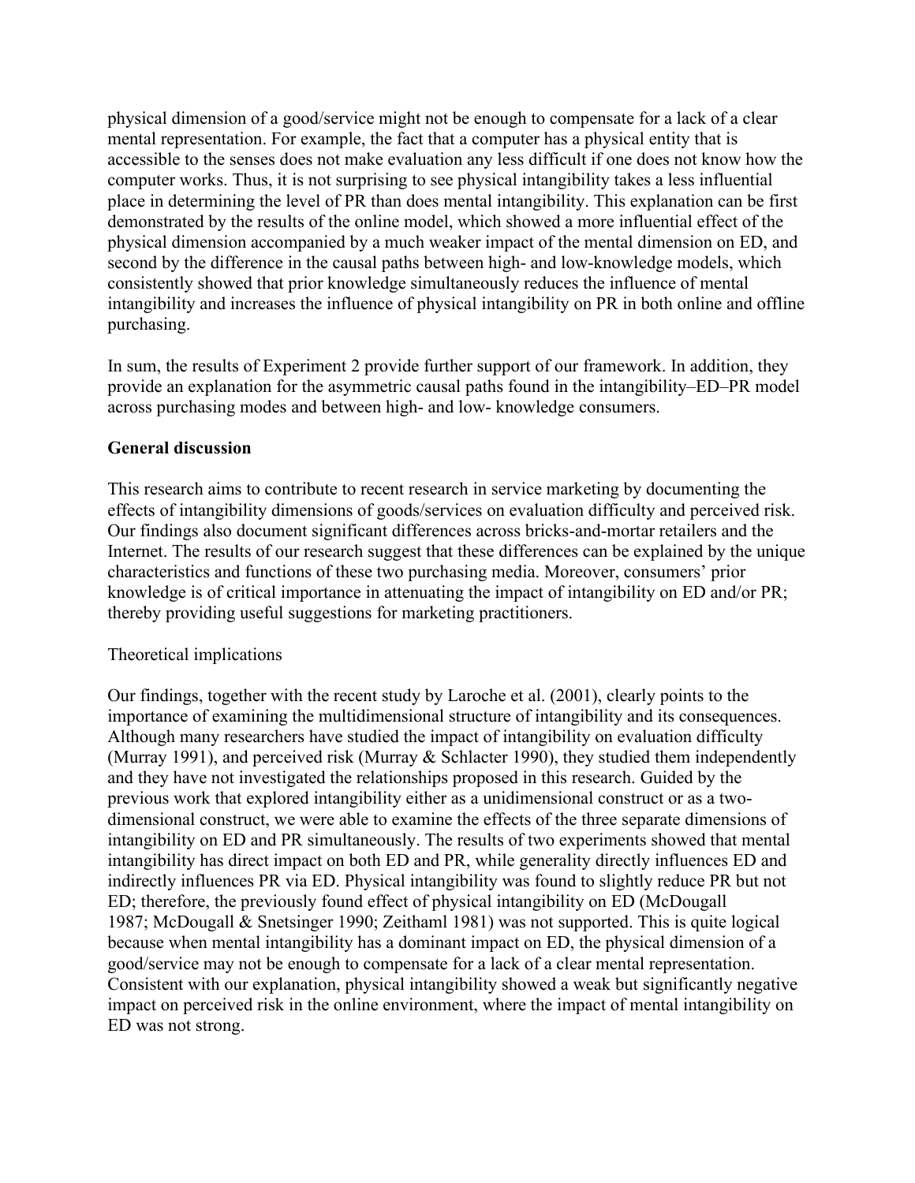physical dimension of a good/service might not be enough to compensate for a lack of a clear mental representation. For example, the fact that a computer has a physical entity that is accessible to the senses does not make evaluation any less difficult if one does not know how the computer works. Thus, it is not surprising to see physical intangibility takes a less influential place in determining the level of PR than does mental intangibility. This explanation can be first demonstrated by the results of the online model, which showed a more influential effect of the physical dimension accompanied by a much weaker impact of the mental dimension on ED, and second by the difference in the causal paths between high- and low-knowledge models, which consistently showed that prior knowledge simultaneously reduces the influence of mental intangibility and increases the influence of physical intangibility on PR in both online and offline purchasing.

In sum, the results of Experiment 2 provide further support of our framework. In addition, they provide an explanation for the asymmetric causal paths found in the intangibility–ED–PR model across purchasing modes and between high- and low- knowledge consumers.

## General discussion

This research aims to contribute to recent research in service marketing by documenting the effects of intangibility dimensions of goods/services on evaluation difficulty and perceived risk. Our findings also document significant differences across bricks-and-mortar retailers and the Internet. The results of our research suggest that these differences can be explained by the unique characteristics and functions of these two purchasing media. Moreover, consumers' prior knowledge is of critical importance in attenuating the impact of intangibility on ED and/or PR; thereby providing useful suggestions for marketing practitioners.

### Theoretical implications

Our findings, together with the recent study by Laroche et al. (2001), clearly points to the importance of examining the multidimensional structure of intangibility and its consequences. Although many researchers have studied the impact of intangibility on evaluation difficulty (Murray 1991), and perceived risk (Murray & Schlacter 1990), they studied them independently and they have not investigated the relationships proposed in this research. Guided by the previous work that explored intangibility either as a unidimensional construct or as a two-dimensional construct, we were able to examine the effects of the three separate dimensions of intangibility on ED and PR simultaneously. The results of two experiments showed that mental intangibility has direct impact on both ED and PR, while generality directly influences ED and indirectly influences PR via ED. Physical intangibility was found to slightly reduce PR but not ED; therefore, the previously found effect of physical intangibility on ED (McDougall 1987; McDougall & Snetsinger 1990; Zeithaml 1981) was not supported. This is quite logical because when mental intangibility has a dominant impact on ED, the physical dimension of a good/service may not be enough to compensate for a lack of a clear mental representation. Consistent with our explanation, physical intangibility showed a weak but significantly negative impact on perceived risk in the online environment, where the impact of mental intangibility on ED was not strong.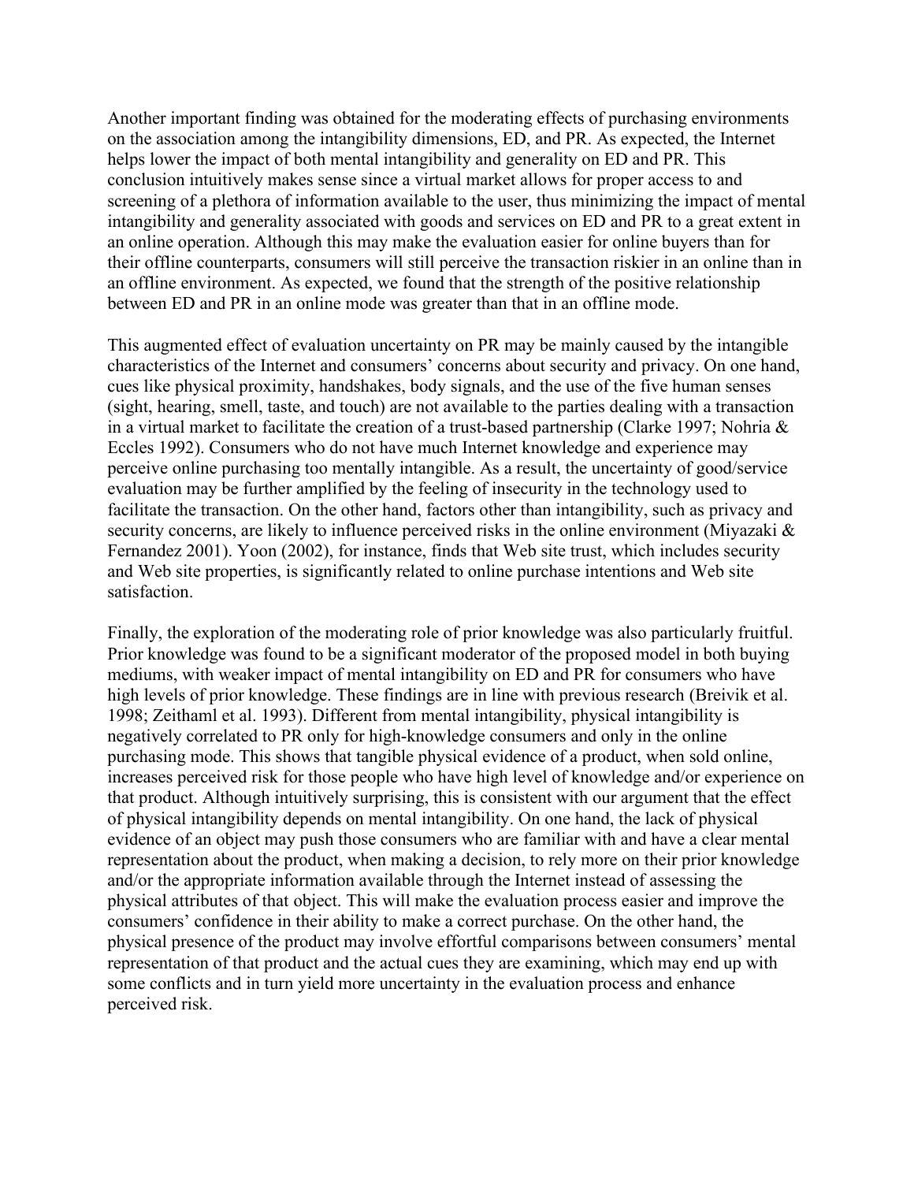Another important finding was obtained for the moderating effects of purchasing environments on the association among the intangibility dimensions, ED, and PR. As expected, the Internet helps lower the impact of both mental intangibility and generality on ED and PR. This conclusion intuitively makes sense since a virtual market allows for proper access to and screening of a plethora of information available to the user, thus minimizing the impact of mental intangibility and generality associated with goods and services on ED and PR to a great extent in an online operation. Although this may make the evaluation easier for online buyers than for their offline counterparts, consumers will still perceive the transaction riskier in an online than in an offline environment. As expected, we found that the strength of the positive relationship between ED and PR in an online mode was greater than that in an offline mode.

This augmented effect of evaluation uncertainty on PR may be mainly caused by the intangible characteristics of the Internet and consumers' concerns about security and privacy. On one hand, cues like physical proximity, handshakes, body signals, and the use of the five human senses (sight, hearing, smell, taste, and touch) are not available to the parties dealing with a transaction in a virtual market to facilitate the creation of a trust-based partnership (Clarke 1997; Nohria & Eccles 1992). Consumers who do not have much Internet knowledge and experience may perceive online purchasing too mentally intangible. As a result, the uncertainty of good/service evaluation may be further amplified by the feeling of insecurity in the technology used to facilitate the transaction. On the other hand, factors other than intangibility, such as privacy and security concerns, are likely to influence perceived risks in the online environment (Miyazaki & Fernandez 2001). Yoon (2002), for instance, finds that Web site trust, which includes security and Web site properties, is significantly related to online purchase intentions and Web site satisfaction.

Finally, the exploration of the moderating role of prior knowledge was also particularly fruitful. Prior knowledge was found to be a significant moderator of the proposed model in both buying mediums, with weaker impact of mental intangibility on ED and PR for consumers who have high levels of prior knowledge. These findings are in line with previous research (Breivik et al. 1998; Zeithaml et al. 1993). Different from mental intangibility, physical intangibility is negatively correlated to PR only for high-knowledge consumers and only in the online purchasing mode. This shows that tangible physical evidence of a product, when sold online, increases perceived risk for those people who have high level of knowledge and/or experience on that product. Although intuitively surprising, this is consistent with our argument that the effect of physical intangibility depends on mental intangibility. On one hand, the lack of physical evidence of an object may push those consumers who are familiar with and have a clear mental representation about the product, when making a decision, to rely more on their prior knowledge and/or the appropriate information available through the Internet instead of assessing the physical attributes of that object. This will make the evaluation process easier and improve the consumers' confidence in their ability to make a correct purchase. On the other hand, the physical presence of the product may involve effortful comparisons between consumers' mental representation of that product and the actual cues they are examining, which may end up with some conflicts and in turn yield more uncertainty in the evaluation process and enhance perceived risk.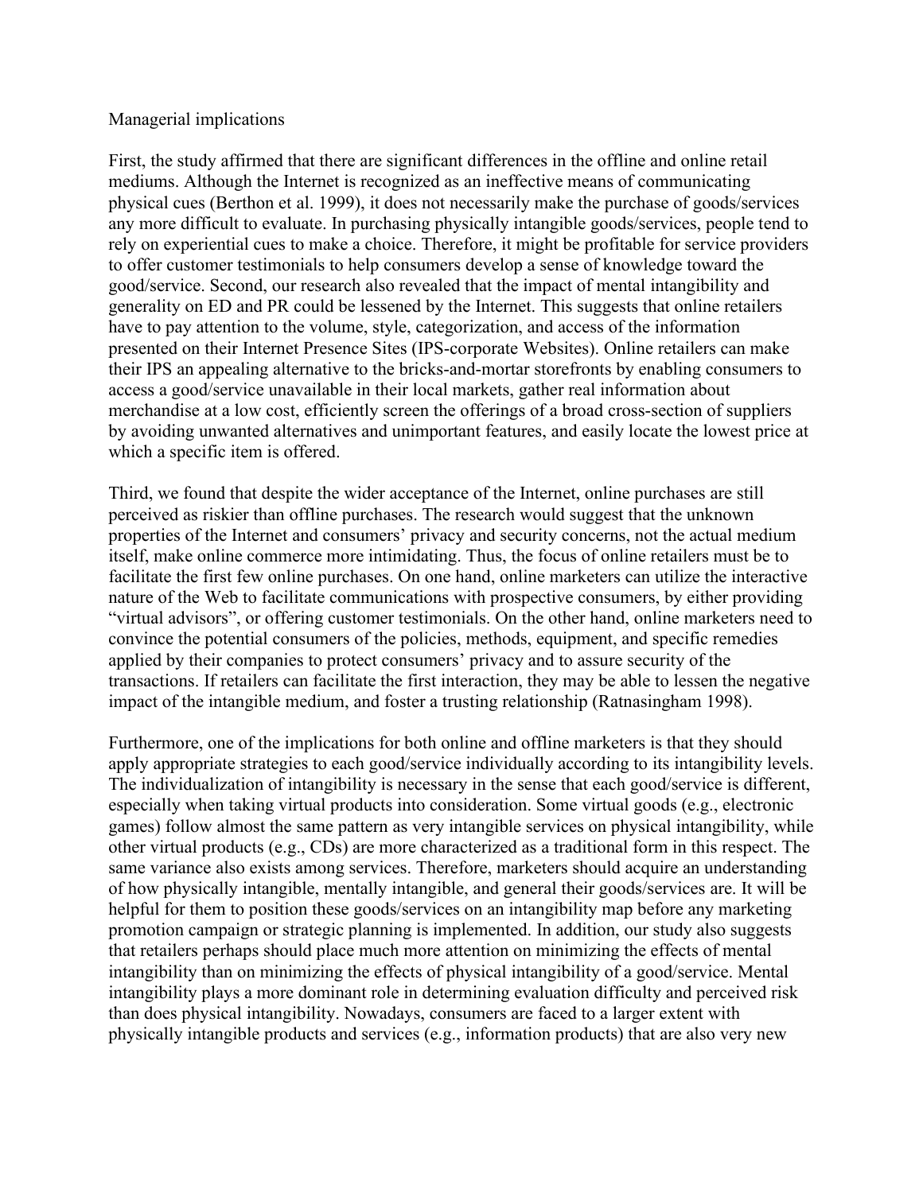## Managerial implications

First, the study affirmed that there are significant differences in the offline and online retail mediums. Although the Internet is recognized as an ineffective means of communicating physical cues (Berthon et al. 1999), it does not necessarily make the purchase of goods/services any more difficult to evaluate. In purchasing physically intangible goods/services, people tend to rely on experiential cues to make a choice. Therefore, it might be profitable for service providers to offer customer testimonials to help consumers develop a sense of knowledge toward the good/service. Second, our research also revealed that the impact of mental intangibility and generality on ED and PR could be lessened by the Internet. This suggests that online retailers have to pay attention to the volume, style, categorization, and access of the information presented on their Internet Presence Sites (IPS-corporate Websites). Online retailers can make their IPS an appealing alternative to the bricks-and-mortar storefronts by enabling consumers to access a good/service unavailable in their local markets, gather real information about merchandise at a low cost, efficiently screen the offerings of a broad cross-section of suppliers by avoiding unwanted alternatives and unimportant features, and easily locate the lowest price at which a specific item is offered.

Third, we found that despite the wider acceptance of the Internet, online purchases are still perceived as riskier than offline purchases. The research would suggest that the unknown properties of the Internet and consumers' privacy and security concerns, not the actual medium itself, make online commerce more intimidating. Thus, the focus of online retailers must be to facilitate the first few online purchases. On one hand, online marketers can utilize the interactive nature of the Web to facilitate communications with prospective consumers, by either providing "virtual advisors", or offering customer testimonials. On the other hand, online marketers need to convince the potential consumers of the policies, methods, equipment, and specific remedies applied by their companies to protect consumers' privacy and to assure security of the transactions. If retailers can facilitate the first interaction, they may be able to lessen the negative impact of the intangible medium, and foster a trusting relationship (Ratnasingham 1998).

Furthermore, one of the implications for both online and offline marketers is that they should apply appropriate strategies to each good/service individually according to its intangibility levels. The individualization of intangibility is necessary in the sense that each good/service is different, especially when taking virtual products into consideration. Some virtual goods (e.g., electronic games) follow almost the same pattern as very intangible services on physical intangibility, while other virtual products (e.g., CDs) are more characterized as a traditional form in this respect. The same variance also exists among services. Therefore, marketers should acquire an understanding of how physically intangible, mentally intangible, and general their goods/services are. It will be helpful for them to position these goods/services on an intangibility map before any marketing promotion campaign or strategic planning is implemented. In addition, our study also suggests that retailers perhaps should place much more attention on minimizing the effects of mental intangibility than on minimizing the effects of physical intangibility of a good/service. Mental intangibility plays a more dominant role in determining evaluation difficulty and perceived risk than does physical intangibility. Nowadays, consumers are faced to a larger extent with physically intangible products and services (e.g., information products) that are also very new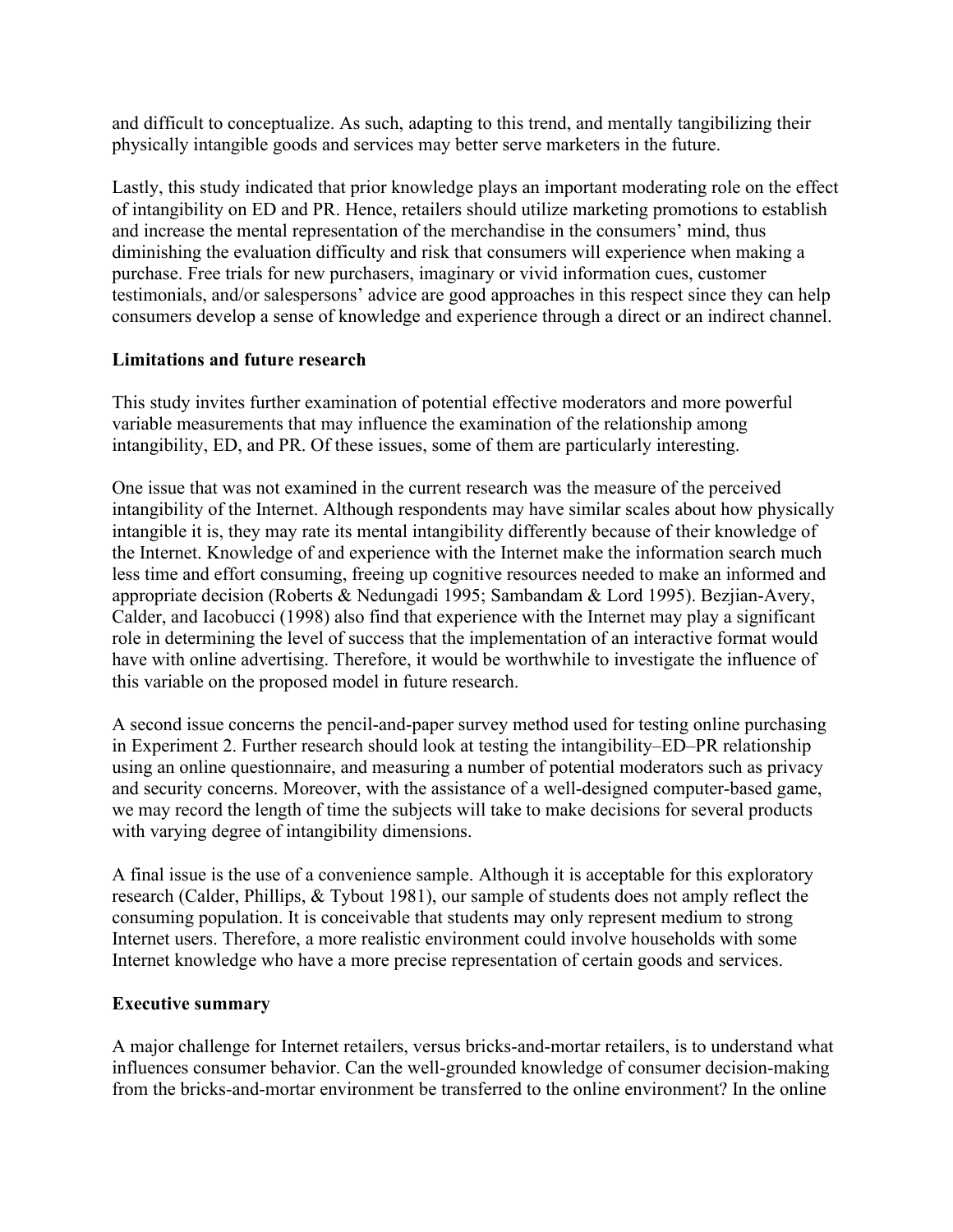and difficult to conceptualize. As such, adapting to this trend, and mentally tangibilizing their physically intangible goods and services may better serve marketers in the future.

Lastly, this study indicated that prior knowledge plays an important moderating role on the effect of intangibility on ED and PR. Hence, retailers should utilize marketing promotions to establish and increase the mental representation of the merchandise in the consumers' mind, thus diminishing the evaluation difficulty and risk that consumers will experience when making a purchase. Free trials for new purchasers, imaginary or vivid information cues, customer testimonials, and/or salespersons' advice are good approaches in this respect since they can help consumers develop a sense of knowledge and experience through a direct or an indirect channel.

## Limitations and future research

This study invites further examination of potential effective moderators and more powerful variable measurements that may influence the examination of the relationship among intangibility, ED, and PR. Of these issues, some of them are particularly interesting.

One issue that was not examined in the current research was the measure of the perceived intangibility of the Internet. Although respondents may have similar scales about how physically intangible it is, they may rate its mental intangibility differently because of their knowledge of the Internet. Knowledge of and experience with the Internet make the information search much less time and effort consuming, freeing up cognitive resources needed to make an informed and appropriate decision (Roberts & Nedungadi 1995; Sambandam & Lord 1995). Bezjian-Avery, Calder, and Iacobucci (1998) also find that experience with the Internet may play a significant role in determining the level of success that the implementation of an interactive format would have with online advertising. Therefore, it would be worthwhile to investigate the influence of this variable on the proposed model in future research.

A second issue concerns the pencil-and-paper survey method used for testing online purchasing in Experiment 2. Further research should look at testing the intangibility–ED–PR relationship using an online questionnaire, and measuring a number of potential moderators such as privacy and security concerns. Moreover, with the assistance of a well-designed computer-based game, we may record the length of time the subjects will take to make decisions for several products with varying degree of intangibility dimensions.

A final issue is the use of a convenience sample. Although it is acceptable for this exploratory research (Calder, Phillips, & Tybout 1981), our sample of students does not amply reflect the consuming population. It is conceivable that students may only represent medium to strong Internet users. Therefore, a more realistic environment could involve households with some Internet knowledge who have a more precise representation of certain goods and services.

## Executive summary

A major challenge for Internet retailers, versus bricks-and-mortar retailers, is to understand what influences consumer behavior. Can the well-grounded knowledge of consumer decision-making from the bricks-and-mortar environment be transferred to the online environment? In the online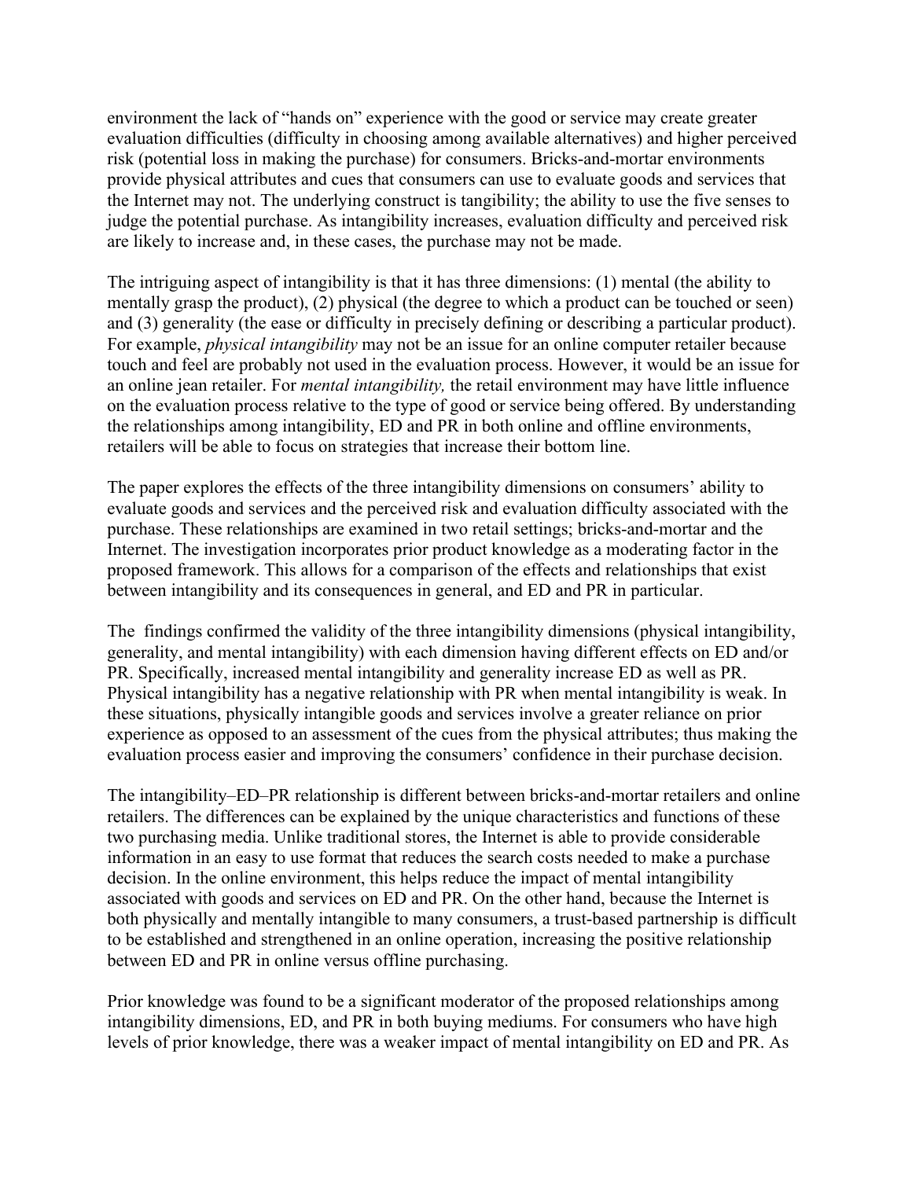environment the lack of "hands on" experience with the good or service may create greater evaluation difficulties (difficulty in choosing among available alternatives) and higher perceived risk (potential loss in making the purchase) for consumers. Bricks-and-mortar environments provide physical attributes and cues that consumers can use to evaluate goods and services that the Internet may not. The underlying construct is tangibility; the ability to use the five senses to judge the potential purchase. As intangibility increases, evaluation difficulty and perceived risk are likely to increase and, in these cases, the purchase may not be made.

The intriguing aspect of intangibility is that it has three dimensions: (1) mental (the ability to mentally grasp the product), (2) physical (the degree to which a product can be touched or seen) and (3) generality (the ease or difficulty in precisely defining or describing a particular product). For example, *physical intangibility* may not be an issue for an online computer retailer because touch and feel are probably not used in the evaluation process. However, it would be an issue for an online jean retailer. For *mental intangibility,* the retail environment may have little influence on the evaluation process relative to the type of good or service being offered. By understanding the relationships among intangibility, ED and PR in both online and offline environments, retailers will be able to focus on strategies that increase their bottom line.

The paper explores the effects of the three intangibility dimensions on consumers' ability to evaluate goods and services and the perceived risk and evaluation difficulty associated with the purchase. These relationships are examined in two retail settings; bricks-and-mortar and the Internet. The investigation incorporates prior product knowledge as a moderating factor in the proposed framework. This allows for a comparison of the effects and relationships that exist between intangibility and its consequences in general, and ED and PR in particular.

The findings confirmed the validity of the three intangibility dimensions (physical intangibility, generality, and mental intangibility) with each dimension having different effects on ED and/or PR. Specifically, increased mental intangibility and generality increase ED as well as PR. Physical intangibility has a negative relationship with PR when mental intangibility is weak. In these situations, physically intangible goods and services involve a greater reliance on prior experience as opposed to an assessment of the cues from the physical attributes; thus making the evaluation process easier and improving the consumers' confidence in their purchase decision.

The intangibility–ED–PR relationship is different between bricks-and-mortar retailers and online retailers. The differences can be explained by the unique characteristics and functions of these two purchasing media. Unlike traditional stores, the Internet is able to provide considerable information in an easy to use format that reduces the search costs needed to make a purchase decision. In the online environment, this helps reduce the impact of mental intangibility associated with goods and services on ED and PR. On the other hand, because the Internet is both physically and mentally intangible to many consumers, a trust-based partnership is difficult to be established and strengthened in an online operation, increasing the positive relationship between ED and PR in online versus offline purchasing.

Prior knowledge was found to be a significant moderator of the proposed relationships among intangibility dimensions, ED, and PR in both buying mediums. For consumers who have high levels of prior knowledge, there was a weaker impact of mental intangibility on ED and PR. As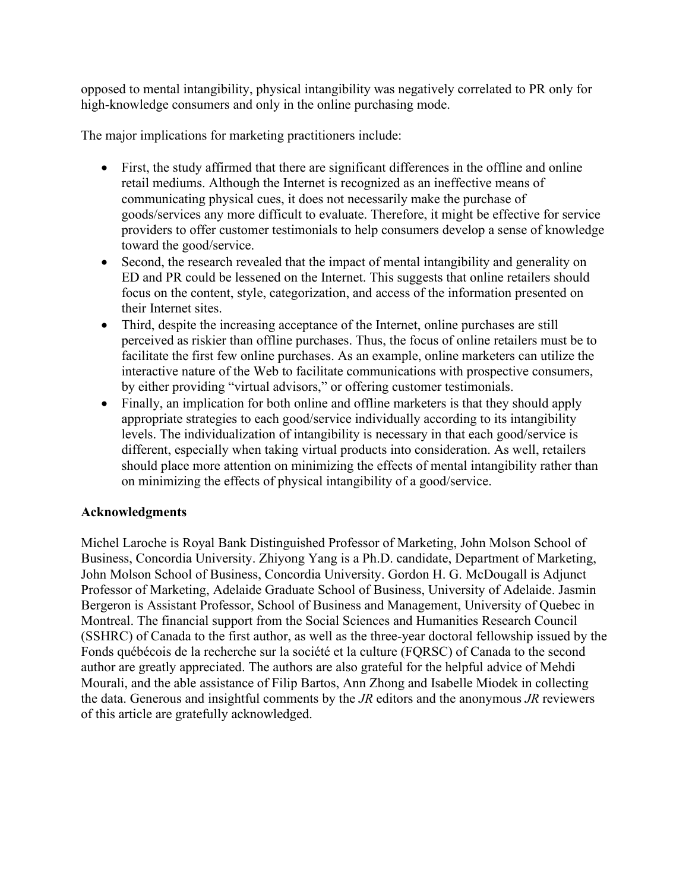opposed to mental intangibility, physical intangibility was negatively correlated to PR only for high-knowledge consumers and only in the online purchasing mode.

The major implications for marketing practitioners include:

- First, the study affirmed that there are significant differences in the offline and online retail mediums. Although the Internet is recognized as an ineffective means of communicating physical cues, it does not necessarily make the purchase of goods/services any more difficult to evaluate. Therefore, it might be effective for service providers to offer customer testimonials to help consumers develop a sense of knowledge toward the good/service.
- Second, the research revealed that the impact of mental intangibility and generality on ED and PR could be lessened on the Internet. This suggests that online retailers should focus on the content, style, categorization, and access of the information presented on their Internet sites.
- Third, despite the increasing acceptance of the Internet, online purchases are still perceived as riskier than offline purchases. Thus, the focus of online retailers must be to facilitate the first few online purchases. As an example, online marketers can utilize the interactive nature of the Web to facilitate communications with prospective consumers, by either providing "virtual advisors," or offering customer testimonials.
- Finally, an implication for both online and offline marketers is that they should apply appropriate strategies to each good/service individually according to its intangibility levels. The individualization of intangibility is necessary in that each good/service is different, especially when taking virtual products into consideration. As well, retailers should place more attention on minimizing the effects of mental intangibility rather than on minimizing the effects of physical intangibility of a good/service.

**Acknowledgments**

Michel Laroche is Royal Bank Distinguished Professor of Marketing, John Molson School of Business, Concordia University. Zhiyong Yang is a Ph.D. candidate, Department of Marketing, John Molson School of Business, Concordia University. Gordon H. G. McDougall is Adjunct Professor of Marketing, Adelaide Graduate School of Business, University of Adelaide. Jasmin Bergeron is Assistant Professor, School of Business and Management, University of Quebec in Montreal. The financial support from the Social Sciences and Humanities Research Council (SSHRC) of Canada to the first author, as well as the three-year doctoral fellowship issued by the Fonds québécois de la recherche sur la société et la culture (FQRSC) of Canada to the second author are greatly appreciated. The authors are also grateful for the helpful advice of Mehdi Mourali, and the able assistance of Filip Bartos, Ann Zhong and Isabelle Miodek in collecting the data. Generous and insightful comments by the *JR* editors and the anonymous *JR* reviewers of this article are gratefully acknowledged.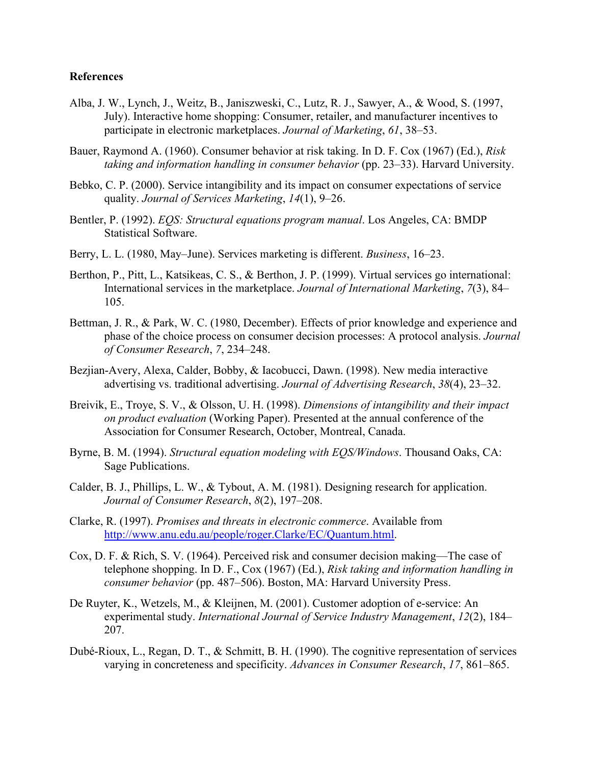**References**

Alba, J. W., Lynch, J., Weitz, B., Janiszweski, C., Lutz, R. J., Sawyer, A., & Wood, S. (1997, July). Interactive home shopping: Consumer, retailer, and manufacturer incentives to participate in electronic marketplaces. *Journal of Marketing*, *61*, 38–53.

Bauer, Raymond A. (1960). Consumer behavior at risk taking. In D. F. Cox (1967) (Ed.), *Risk taking and information handling in consumer behavior* (pp. 23–33). Harvard University.

Bebko, C. P. (2000). Service intangibility and its impact on consumer expectations of service quality. *Journal of Services Marketing*, *14*(1), 9–26.

Bentler, P. (1992). *EQS: Structural equations program manual*. Los Angeles, CA: BMDP Statistical Software.

Berry, L. L. (1980, May–June). Services marketing is different. *Business*, 16–23.

Berthon, P., Pitt, L., Katsikeas, C. S., & Berthon, J. P. (1999). Virtual services go international: International services in the marketplace. *Journal of International Marketing*, *7*(3), 84–105.

Bettman, J. R., & Park, W. C. (1980, December). Effects of prior knowledge and experience and phase of the choice process on consumer decision processes: A protocol analysis. *Journal of Consumer Research*, *7*, 234–248.

Bezjian-Avery, Alexa, Calder, Bobby, & Iacobucci, Dawn. (1998). New media interactive advertising vs. traditional advertising. *Journal of Advertising Research*, *38*(4), 23–32.

Breivik, E., Troye, S. V., & Olsson, U. H. (1998). *Dimensions of intangibility and their impact on product evaluation* (Working Paper). Presented at the annual conference of the Association for Consumer Research, October, Montreal, Canada.

Byrne, B. M. (1994). *Structural equation modeling with EQS/Windows*. Thousand Oaks, CA: Sage Publications.

Calder, B. J., Phillips, L. W., & Tybout, A. M. (1981). Designing research for application. *Journal of Consumer Research*, *8*(2), 197–208.

Clarke, R. (1997). *Promises and threats in electronic commerce*. Available from http://www.anu.edu.au/people/roger.Clarke/EC/Quantum.html.

Cox, D. F. & Rich, S. V. (1964). Perceived risk and consumer decision making—The case of telephone shopping. In D. F., Cox (1967) (Ed.), *Risk taking and information handling in consumer behavior* (pp. 487–506). Boston, MA: Harvard University Press.

De Ruyter, K., Wetzels, M., & Kleijnen, M. (2001). Customer adoption of e-service: An experimental study. *International Journal of Service Industry Management*, *12*(2), 184–207.

Dubé-Rioux, L., Regan, D. T., & Schmitt, B. H. (1990). The cognitive representation of services varying in concreteness and specificity. *Advances in Consumer Research*, *17*, 861–865.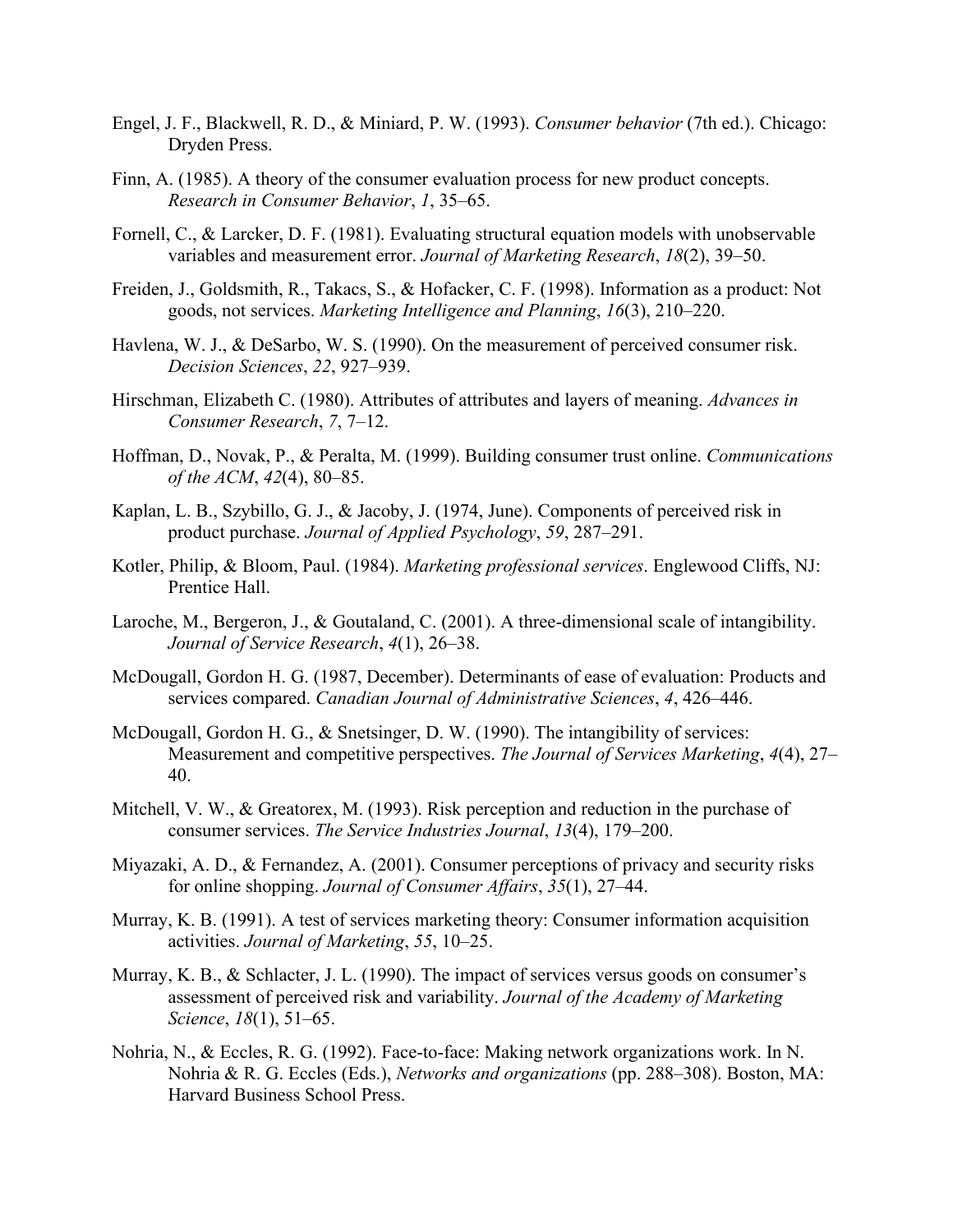Engel, J. F., Blackwell, R. D., & Miniard, P. W. (1993). *Consumer behavior* (7th ed.). Chicago: Dryden Press.

Finn, A. (1985). A theory of the consumer evaluation process for new product concepts. *Research in Consumer Behavior*, *1*, 35–65.

Fornell, C., & Larcker, D. F. (1981). Evaluating structural equation models with unobservable variables and measurement error. *Journal of Marketing Research*, *18*(2), 39–50.

Freiden, J., Goldsmith, R., Takacs, S., & Hofacker, C. F. (1998). Information as a product: Not goods, not services. *Marketing Intelligence and Planning*, *16*(3), 210–220.

Havlena, W. J., & DeSarbo, W. S. (1990). On the measurement of perceived consumer risk. *Decision Sciences*, *22*, 927–939.

Hirschman, Elizabeth C. (1980). Attributes of attributes and layers of meaning. *Advances in Consumer Research*, *7*, 7–12.

Hoffman, D., Novak, P., & Peralta, M. (1999). Building consumer trust online. *Communications of the ACM*, *42*(4), 80–85.

Kaplan, L. B., Szybillo, G. J., & Jacoby, J. (1974, June). Components of perceived risk in product purchase. *Journal of Applied Psychology*, *59*, 287–291.

Kotler, Philip, & Bloom, Paul. (1984). *Marketing professional services*. Englewood Cliffs, NJ: Prentice Hall.

Laroche, M., Bergeron, J., & Goutaland, C. (2001). A three-dimensional scale of intangibility. *Journal of Service Research*, *4*(1), 26–38.

McDougall, Gordon H. G. (1987, December). Determinants of ease of evaluation: Products and services compared. *Canadian Journal of Administrative Sciences*, *4*, 426–446.

McDougall, Gordon H. G., & Snetsinger, D. W. (1990). The intangibility of services: Measurement and competitive perspectives. *The Journal of Services Marketing*, *4*(4), 27–40.

Mitchell, V. W., & Greatorex, M. (1993). Risk perception and reduction in the purchase of consumer services. *The Service Industries Journal*, *13*(4), 179–200.

Miyazaki, A. D., & Fernandez, A. (2001). Consumer perceptions of privacy and security risks for online shopping. *Journal of Consumer Affairs*, *35*(1), 27–44.

Murray, K. B. (1991). A test of services marketing theory: Consumer information acquisition activities. *Journal of Marketing*, *55*, 10–25.

Murray, K. B., & Schlacter, J. L. (1990). The impact of services versus goods on consumer's assessment of perceived risk and variability. *Journal of the Academy of Marketing Science*, *18*(1), 51–65.

Nohria, N., & Eccles, R. G. (1992). Face-to-face: Making network organizations work. In N. Nohria & R. G. Eccles (Eds.), *Networks and organizations* (pp. 288–308). Boston, MA: Harvard Business School Press.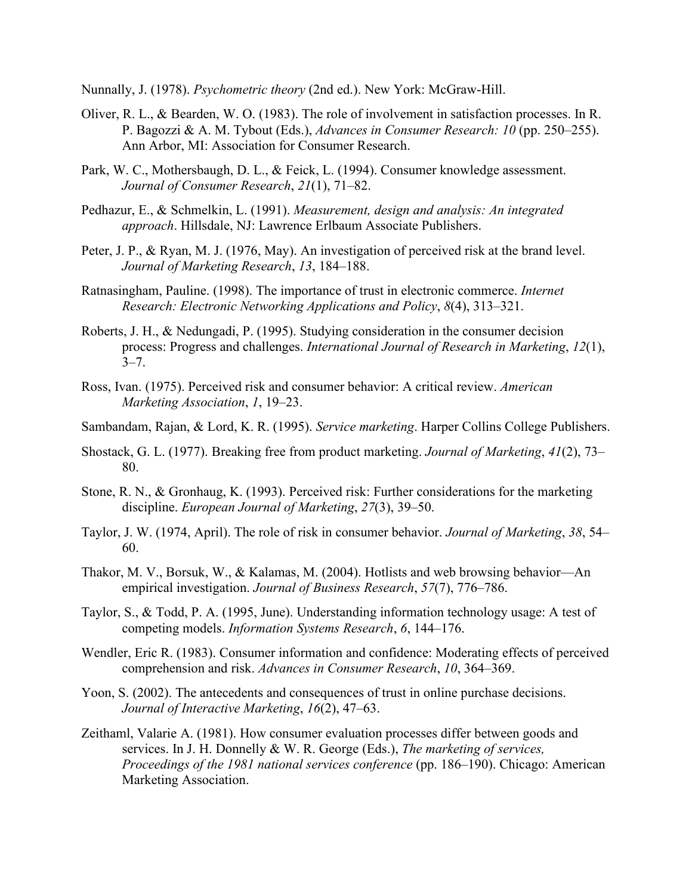Nunnally, J. (1978). *Psychometric theory* (2nd ed.). New York: McGraw-Hill.

Oliver, R. L., & Bearden, W. O. (1983). The role of involvement in satisfaction processes. In R. P. Bagozzi & A. M. Tybout (Eds.), *Advances in Consumer Research: 10* (pp. 250–255). Ann Arbor, MI: Association for Consumer Research.

Park, W. C., Mothersbaugh, D. L., & Feick, L. (1994). Consumer knowledge assessment. *Journal of Consumer Research*, *21*(1), 71–82.

Pedhazur, E., & Schmelkin, L. (1991). *Measurement, design and analysis: An integrated approach*. Hillsdale, NJ: Lawrence Erlbaum Associate Publishers.

Peter, J. P., & Ryan, M. J. (1976, May). An investigation of perceived risk at the brand level. *Journal of Marketing Research*, *13*, 184–188.

Ratnasingham, Pauline. (1998). The importance of trust in electronic commerce. *Internet Research: Electronic Networking Applications and Policy*, *8*(4), 313–321.

Roberts, J. H., & Nedungadi, P. (1995). Studying consideration in the consumer decision process: Progress and challenges. *International Journal of Research in Marketing*, *12*(1), 3–7.

Ross, Ivan. (1975). Perceived risk and consumer behavior: A critical review. *American Marketing Association*, *1*, 19–23.

Sambandam, Rajan, & Lord, K. R. (1995). *Service marketing*. Harper Collins College Publishers.

Shostack, G. L. (1977). Breaking free from product marketing. *Journal of Marketing*, *41*(2), 73–80.

Stone, R. N., & Gronhaug, K. (1993). Perceived risk: Further considerations for the marketing discipline. *European Journal of Marketing*, *27*(3), 39–50.

Taylor, J. W. (1974, April). The role of risk in consumer behavior. *Journal of Marketing*, *38*, 54–60.

Thakor, M. V., Borsuk, W., & Kalamas, M. (2004). Hotlists and web browsing behavior—An empirical investigation. *Journal of Business Research*, *57*(7), 776–786.

Taylor, S., & Todd, P. A. (1995, June). Understanding information technology usage: A test of competing models. *Information Systems Research*, *6*, 144–176.

Wendler, Eric R. (1983). Consumer information and confidence: Moderating effects of perceived comprehension and risk. *Advances in Consumer Research*, *10*, 364–369.

Yoon, S. (2002). The antecedents and consequences of trust in online purchase decisions. *Journal of Interactive Marketing*, *16*(2), 47–63.

Zeithaml, Valarie A. (1981). How consumer evaluation processes differ between goods and services. In J. H. Donnelly & W. R. George (Eds.), *The marketing of services, Proceedings of the 1981 national services conference* (pp. 186–190). Chicago: American Marketing Association.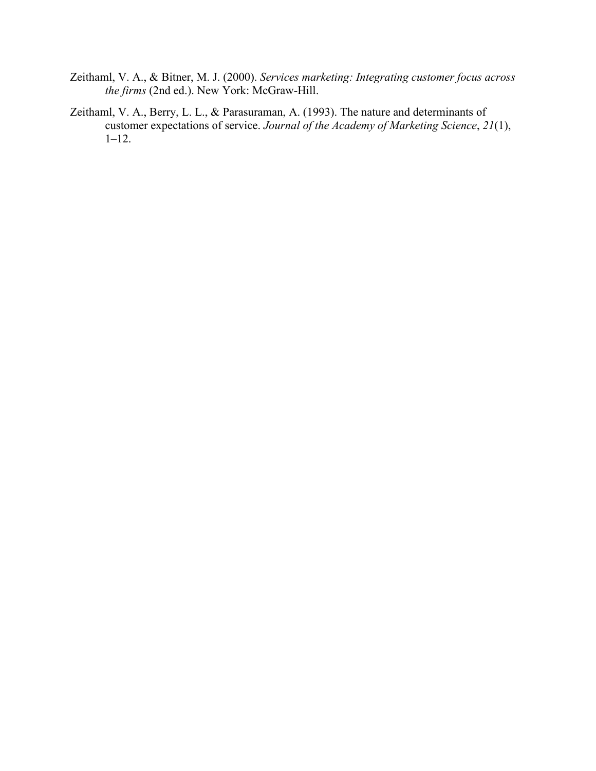Zeithaml, V. A., & Bitner, M. J. (2000). *Services marketing: Integrating customer focus across the firms* (2nd ed.). New York: McGraw-Hill.

Zeithaml, V. A., Berry, L. L., & Parasuraman, A. (1993). The nature and determinants of customer expectations of service. *Journal of the Academy of Marketing Science*, *21*(1), 1–12.